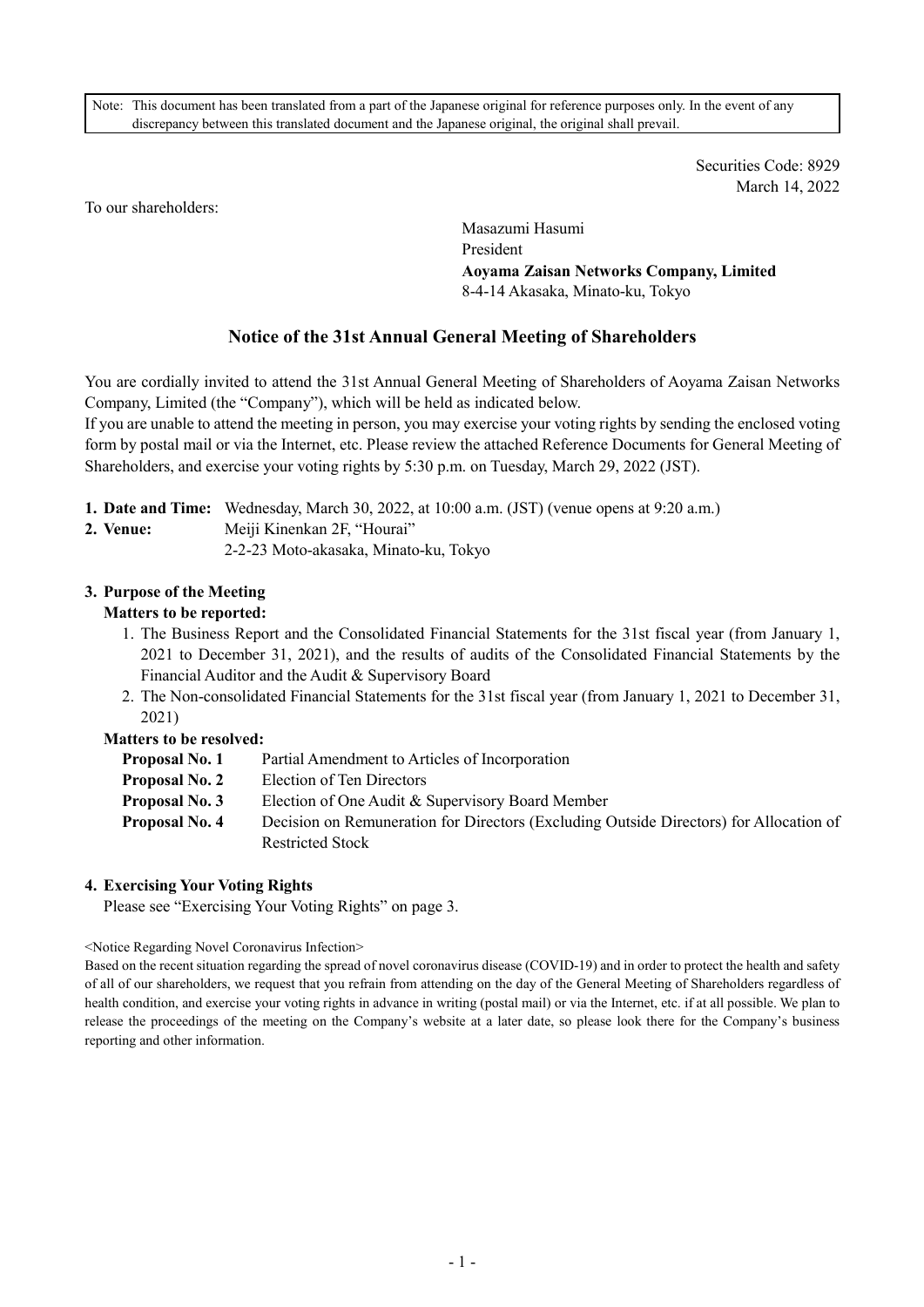Note: This document has been translated from a part of the Japanese original for reference purposes only. In the event of any discrepancy between this translated document and the Japanese original, the original shall prevail.

Securities Code: 8929
March 14, 2022

To our shareholders:

Masazumi Hasumi
President
**Aoyama Zaisan Networks Company, Limited**
8-4-14 Akasaka, Minato-ku, Tokyo

## Notice of the 31st Annual General Meeting of Shareholders

You are cordially invited to attend the 31st Annual General Meeting of Shareholders of Aoyama Zaisan Networks Company, Limited (the "Company"), which will be held as indicated below.
If you are unable to attend the meeting in person, you may exercise your voting rights by sending the enclosed voting form by postal mail or via the Internet, etc. Please review the attached Reference Documents for General Meeting of Shareholders, and exercise your voting rights by 5:30 p.m. on Tuesday, March 29, 2022 (JST).

**1. Date and Time:** Wednesday, March 30, 2022, at 10:00 a.m. (JST) (venue opens at 9:20 a.m.)

**2. Venue:** Meiji Kinenkan 2F, "Hourai"
2-2-23 Moto-akasaka, Minato-ku, Tokyo

**3. Purpose of the Meeting**

**Matters to be reported:**

1. The Business Report and the Consolidated Financial Statements for the 31st fiscal year (from January 1, 2021 to December 31, 2021), and the results of audits of the Consolidated Financial Statements by the Financial Auditor and the Audit & Supervisory Board
2. The Non-consolidated Financial Statements for the 31st fiscal year (from January 1, 2021 to December 31, 2021)

**Matters to be resolved:**

**Proposal No. 1** Partial Amendment to Articles of Incorporation
**Proposal No. 2** Election of Ten Directors
**Proposal No. 3** Election of One Audit & Supervisory Board Member
**Proposal No. 4** Decision on Remuneration for Directors (Excluding Outside Directors) for Allocation of Restricted Stock

**4. Exercising Your Voting Rights**

Please see "Exercising Your Voting Rights" on page 3.

<Notice Regarding Novel Coronavirus Infection>

Based on the recent situation regarding the spread of novel coronavirus disease (COVID-19) and in order to protect the health and safety of all of our shareholders, we request that you refrain from attending on the day of the General Meeting of Shareholders regardless of health condition, and exercise your voting rights in advance in writing (postal mail) or via the Internet, etc. if at all possible. We plan to release the proceedings of the meeting on the Company's website at a later date, so please look there for the Company's business reporting and other information.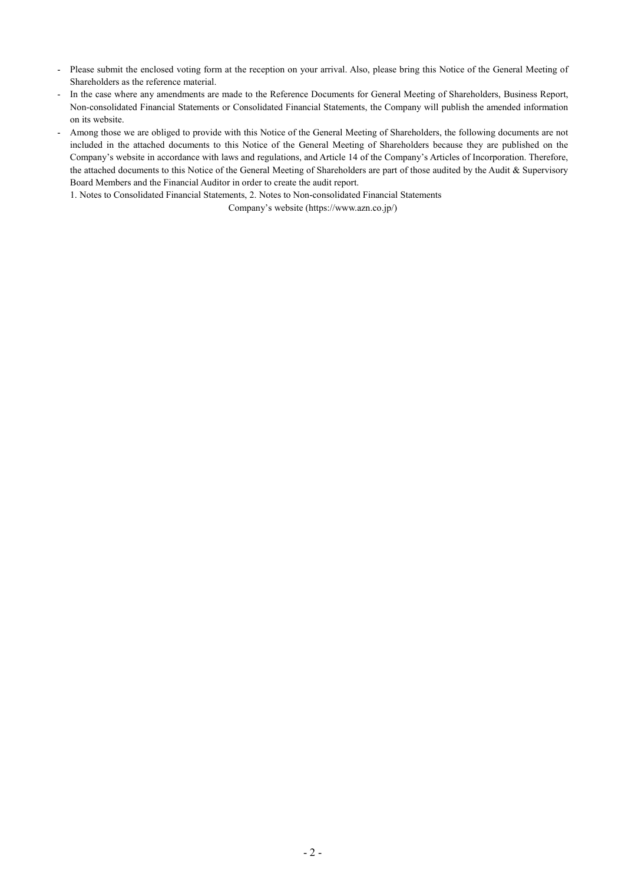- Please submit the enclosed voting form at the reception on your arrival. Also, please bring this Notice of the General Meeting of Shareholders as the reference material.
- In the case where any amendments are made to the Reference Documents for General Meeting of Shareholders, Business Report, Non-consolidated Financial Statements or Consolidated Financial Statements, the Company will publish the amended information on its website.
- Among those we are obliged to provide with this Notice of the General Meeting of Shareholders, the following documents are not included in the attached documents to this Notice of the General Meeting of Shareholders because they are published on the Company's website in accordance with laws and regulations, and Article 14 of the Company's Articles of Incorporation. Therefore, the attached documents to this Notice of the General Meeting of Shareholders are part of those audited by the Audit & Supervisory Board Members and the Financial Auditor in order to create the audit report.

  1. Notes to Consolidated Financial Statements, 2. Notes to Non-consolidated Financial Statements

  Company's website (https://www.azn.co.jp/)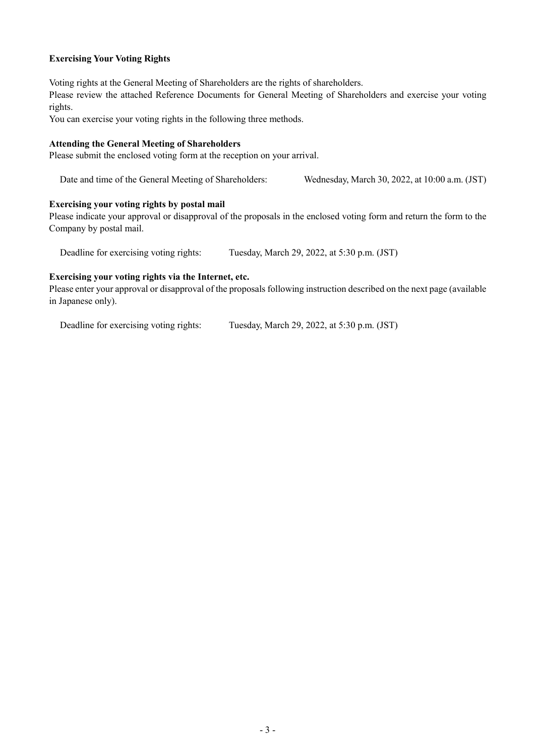## Exercising Your Voting Rights

Voting rights at the General Meeting of Shareholders are the rights of shareholders.

Please review the attached Reference Documents for General Meeting of Shareholders and exercise your voting rights.

You can exercise your voting rights in the following three methods.

### Attending the General Meeting of Shareholders

Please submit the enclosed voting form at the reception on your arrival.

Date and time of the General Meeting of Shareholders: Wednesday, March 30, 2022, at 10:00 a.m. (JST)

### Exercising your voting rights by postal mail

Please indicate your approval or disapproval of the proposals in the enclosed voting form and return the form to the Company by postal mail.

Deadline for exercising voting rights: Tuesday, March 29, 2022, at 5:30 p.m. (JST)

### Exercising your voting rights via the Internet, etc.

Please enter your approval or disapproval of the proposals following instruction described on the next page (available in Japanese only).

Deadline for exercising voting rights: Tuesday, March 29, 2022, at 5:30 p.m. (JST)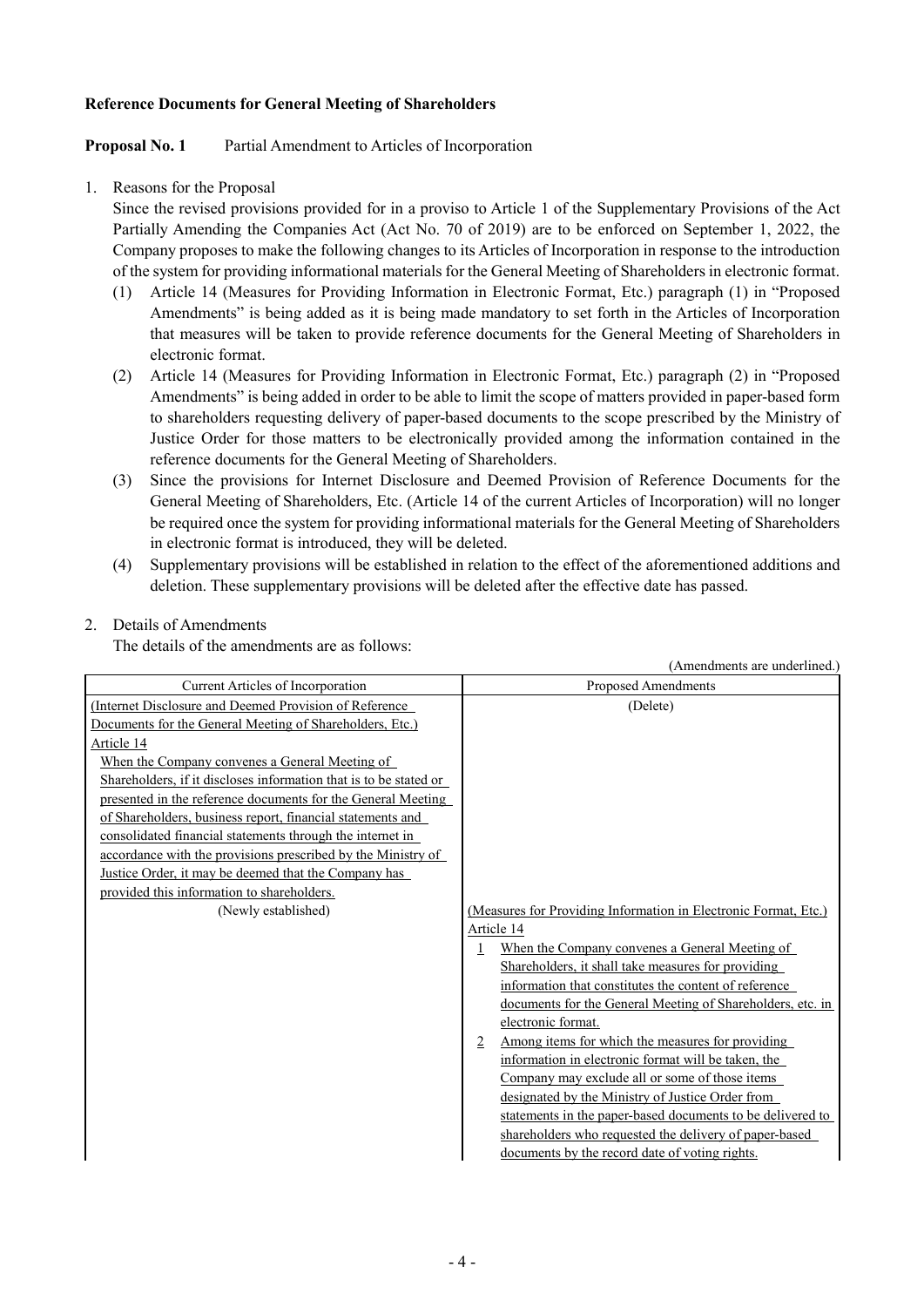**Reference Documents for General Meeting of Shareholders**

**Proposal No. 1** Partial Amendment to Articles of Incorporation

1. Reasons for the Proposal

   Since the revised provisions provided for in a proviso to Article 1 of the Supplementary Provisions of the Act Partially Amending the Companies Act (Act No. 70 of 2019) are to be enforced on September 1, 2022, the Company proposes to make the following changes to its Articles of Incorporation in response to the introduction of the system for providing informational materials for the General Meeting of Shareholders in electronic format.

   (1) Article 14 (Measures for Providing Information in Electronic Format, Etc.) paragraph (1) in "Proposed Amendments" is being added as it is being made mandatory to set forth in the Articles of Incorporation that measures will be taken to provide reference documents for the General Meeting of Shareholders in electronic format.

   (2) Article 14 (Measures for Providing Information in Electronic Format, Etc.) paragraph (2) in "Proposed Amendments" is being added in order to be able to limit the scope of matters provided in paper-based form to shareholders requesting delivery of paper-based documents to the scope prescribed by the Ministry of Justice Order for those matters to be electronically provided among the information contained in the reference documents for the General Meeting of Shareholders.

   (3) Since the provisions for Internet Disclosure and Deemed Provision of Reference Documents for the General Meeting of Shareholders, Etc. (Article 14 of the current Articles of Incorporation) will no longer be required once the system for providing informational materials for the General Meeting of Shareholders in electronic format is introduced, they will be deleted.

   (4) Supplementary provisions will be established in relation to the effect of the aforementioned additions and deletion. These supplementary provisions will be deleted after the effective date has passed.

2. Details of Amendments

   The details of the amendments are as follows:

(Amendments are underlined.)

| Current Articles of Incorporation | Proposed Amendments |
|---|---|
| <u>(Internet Disclosure and Deemed Provision of Reference Documents for the General Meeting of Shareholders, Etc.)</u><br><u>Article 14</u><br><u>When the Company convenes a General Meeting of Shareholders, if it discloses information that is to be stated or presented in the reference documents for the General Meeting of Shareholders, business report, financial statements and consolidated financial statements through the internet in accordance with the provisions prescribed by the Ministry of Justice Order, it may be deemed that the Company has provided this information to shareholders.</u> | (Delete) |
| (Newly established) | <u>(Measures for Providing Information in Electronic Format, Etc.)</u><br><u>Article 14</u><br><u>1</u> <u>When the Company convenes a General Meeting of Shareholders, it shall take measures for providing information that constitutes the content of reference documents for the General Meeting of Shareholders, etc. in electronic format.</u><br><u>2</u> <u>Among items for which the measures for providing information in electronic format will be taken, the Company may exclude all or some of those items designated by the Ministry of Justice Order from statements in the paper-based documents to be delivered to shareholders who requested the delivery of paper-based documents by the record date of voting rights.</u> |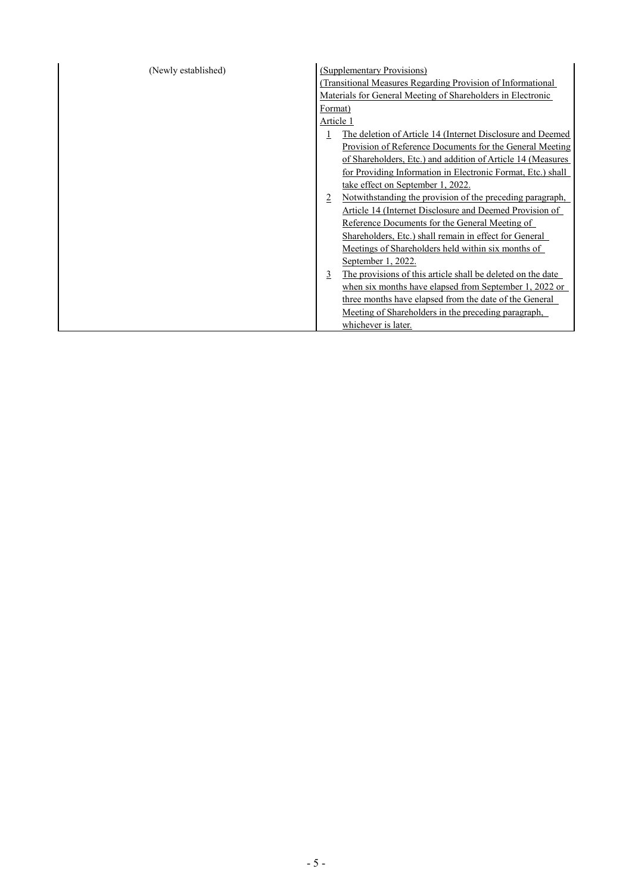| | |
|---|---|
| (Newly established) | (Supplementary Provisions)<br>(Transitional Measures Regarding Provision of Informational Materials for General Meeting of Shareholders in Electronic Format)<br>Article 1<br>1 The deletion of Article 14 (Internet Disclosure and Deemed Provision of Reference Documents for the General Meeting of Shareholders, Etc.) and addition of Article 14 (Measures for Providing Information in Electronic Format, Etc.) shall take effect on September 1, 2022.<br>2 Notwithstanding the provision of the preceding paragraph, Article 14 (Internet Disclosure and Deemed Provision of Reference Documents for the General Meeting of Shareholders, Etc.) shall remain in effect for General Meetings of Shareholders held within six months of September 1, 2022.<br>3 The provisions of this article shall be deleted on the date when six months have elapsed from September 1, 2022 or three months have elapsed from the date of the General Meeting of Shareholders in the preceding paragraph, whichever is later. |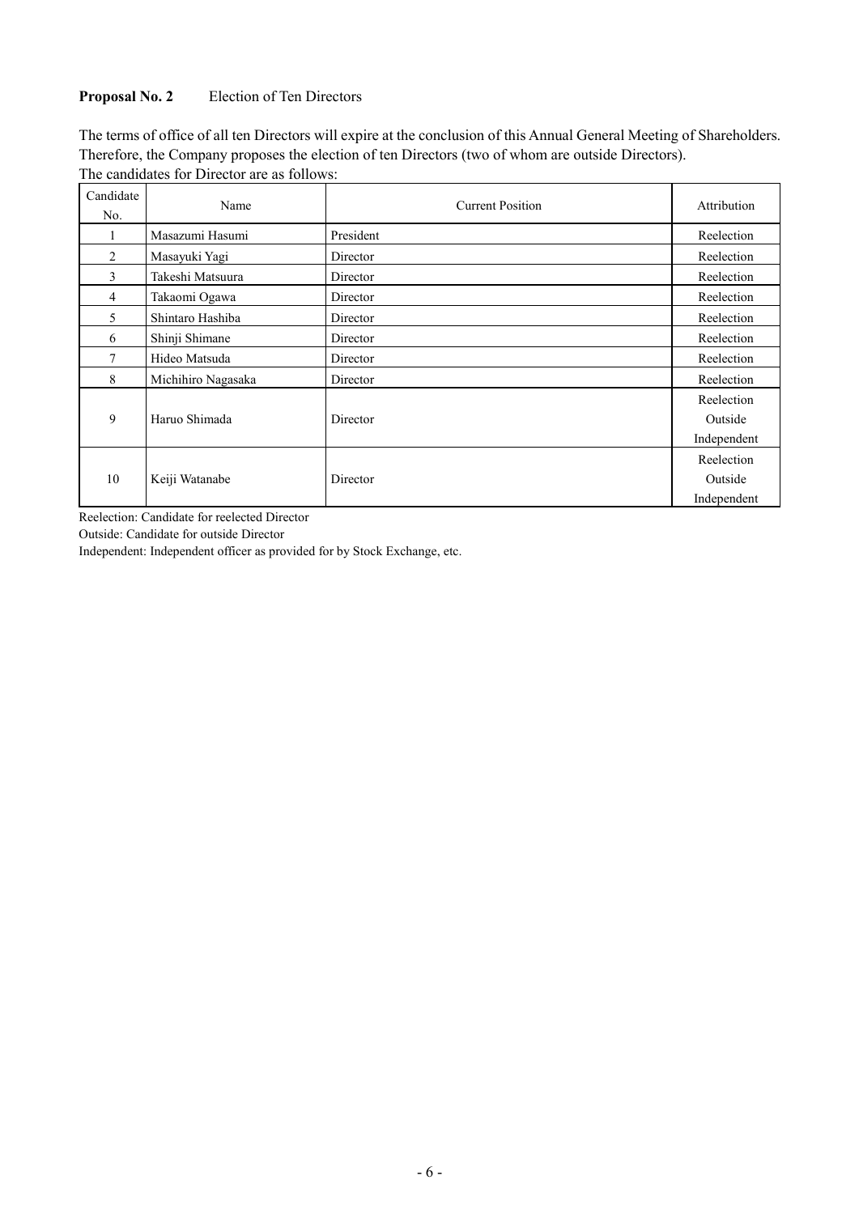**Proposal No. 2** Election of Ten Directors

The terms of office of all ten Directors will expire at the conclusion of this Annual General Meeting of Shareholders. Therefore, the Company proposes the election of ten Directors (two of whom are outside Directors).

The candidates for Director are as follows:

| Candidate No. | Name | Current Position | Attribution |
|---|---|---|---|
| 1 | Masazumi Hasumi | President | Reelection |
| 2 | Masayuki Yagi | Director | Reelection |
| 3 | Takeshi Matsuura | Director | Reelection |
| 4 | Takaomi Ogawa | Director | Reelection |
| 5 | Shintaro Hashiba | Director | Reelection |
| 6 | Shinji Shimane | Director | Reelection |
| 7 | Hideo Matsuda | Director | Reelection |
| 8 | Michihiro Nagasaka | Director | Reelection |
| 9 | Haruo Shimada | Director | Reelection<br>Outside<br>Independent |
| 10 | Keiji Watanabe | Director | Reelection<br>Outside<br>Independent |

Reelection: Candidate for reelected Director

Outside: Candidate for outside Director

Independent: Independent officer as provided for by Stock Exchange, etc.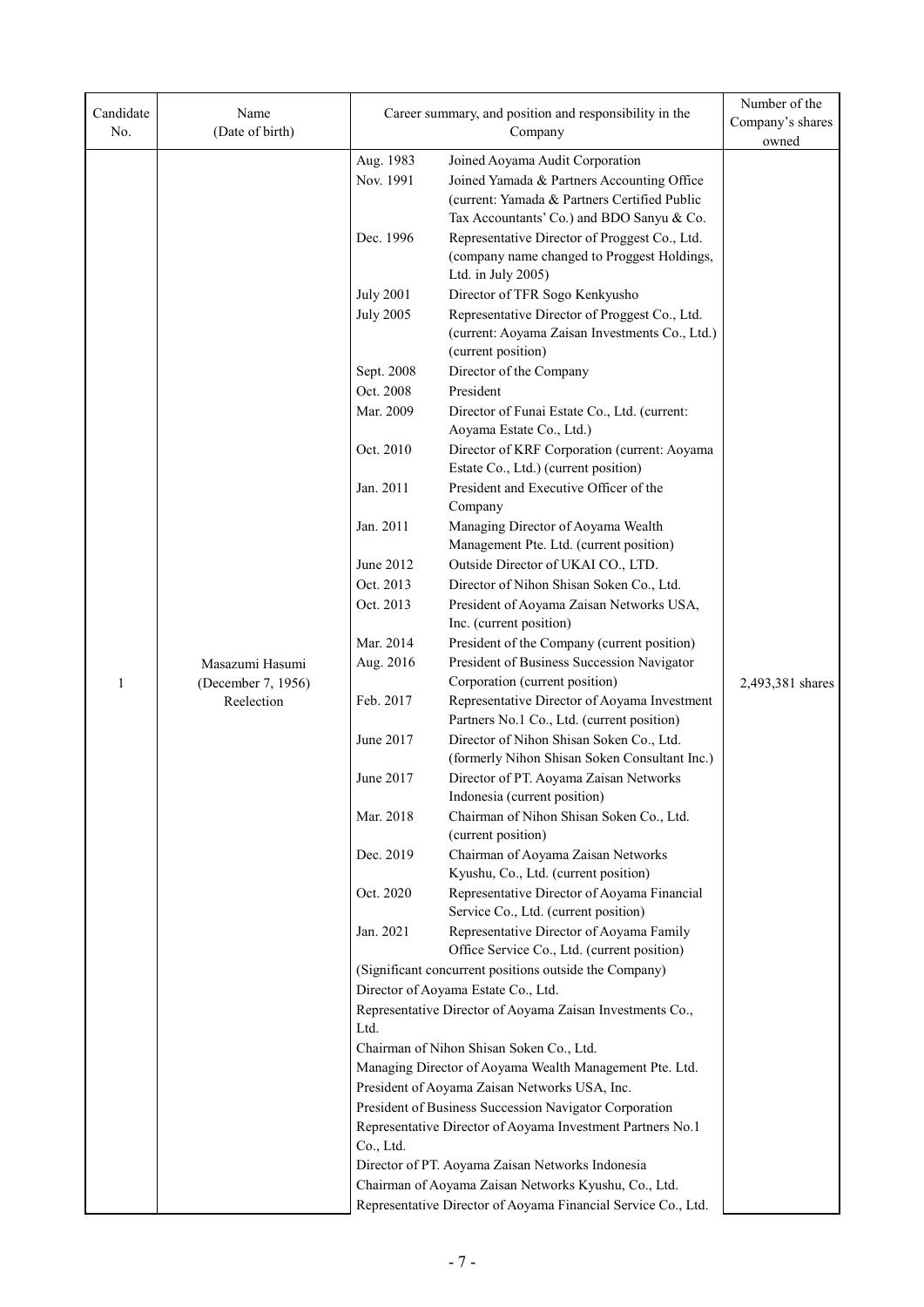| Candidate No. | Name (Date of birth) | Career summary, and position and responsibility in the Company | Number of the Company's shares owned |
|---|---|---|---|
| 1 | Masazumi Hasumi (December 7, 1956) Reelection | Aug. 1983 Joined Aoyama Audit Corporation<br>Nov. 1991 Joined Yamada & Partners Accounting Office (current: Yamada & Partners Certified Public Tax Accountants' Co.) and BDO Sanyu & Co.<br>Dec. 1996 Representative Director of Proggest Co., Ltd. (company name changed to Proggest Holdings, Ltd. in July 2005)<br>July 2001 Director of TFR Sogo Kenkyusho<br>July 2005 Representative Director of Proggest Co., Ltd. (current: Aoyama Zaisan Investments Co., Ltd.) (current position)<br>Sept. 2008 Director of the Company<br>Oct. 2008 President<br>Mar. 2009 Director of Funai Estate Co., Ltd. (current: Aoyama Estate Co., Ltd.)<br>Oct. 2010 Director of KRF Corporation (current: Aoyama Estate Co., Ltd.) (current position)<br>Jan. 2011 President and Executive Officer of the Company<br>Jan. 2011 Managing Director of Aoyama Wealth Management Pte. Ltd. (current position)<br>June 2012 Outside Director of UKAI CO., LTD.<br>Oct. 2013 Director of Nihon Shisan Soken Co., Ltd.<br>Oct. 2013 President of Aoyama Zaisan Networks USA, Inc. (current position)<br>Mar. 2014 President of the Company (current position)<br>Aug. 2016 President of Business Succession Navigator Corporation (current position)<br>Feb. 2017 Representative Director of Aoyama Investment Partners No.1 Co., Ltd. (current position)<br>June 2017 Director of Nihon Shisan Soken Co., Ltd. (formerly Nihon Shisan Soken Consultant Inc.)<br>June 2017 Director of PT. Aoyama Zaisan Networks Indonesia (current position)<br>Mar. 2018 Chairman of Nihon Shisan Soken Co., Ltd. (current position)<br>Dec. 2019 Chairman of Aoyama Zaisan Networks Kyushu, Co., Ltd. (current position)<br>Oct. 2020 Representative Director of Aoyama Financial Service Co., Ltd. (current position)<br>Jan. 2021 Representative Director of Aoyama Family Office Service Co., Ltd. (current position)<br>(Significant concurrent positions outside the Company)<br>Director of Aoyama Estate Co., Ltd.<br>Representative Director of Aoyama Zaisan Investments Co., Ltd.<br>Chairman of Nihon Shisan Soken Co., Ltd.<br>Managing Director of Aoyama Wealth Management Pte. Ltd.<br>President of Aoyama Zaisan Networks USA, Inc.<br>President of Business Succession Navigator Corporation<br>Representative Director of Aoyama Investment Partners No.1 Co., Ltd.<br>Director of PT. Aoyama Zaisan Networks Indonesia<br>Chairman of Aoyama Zaisan Networks Kyushu, Co., Ltd.<br>Representative Director of Aoyama Financial Service Co., Ltd. | 2,493,381 shares |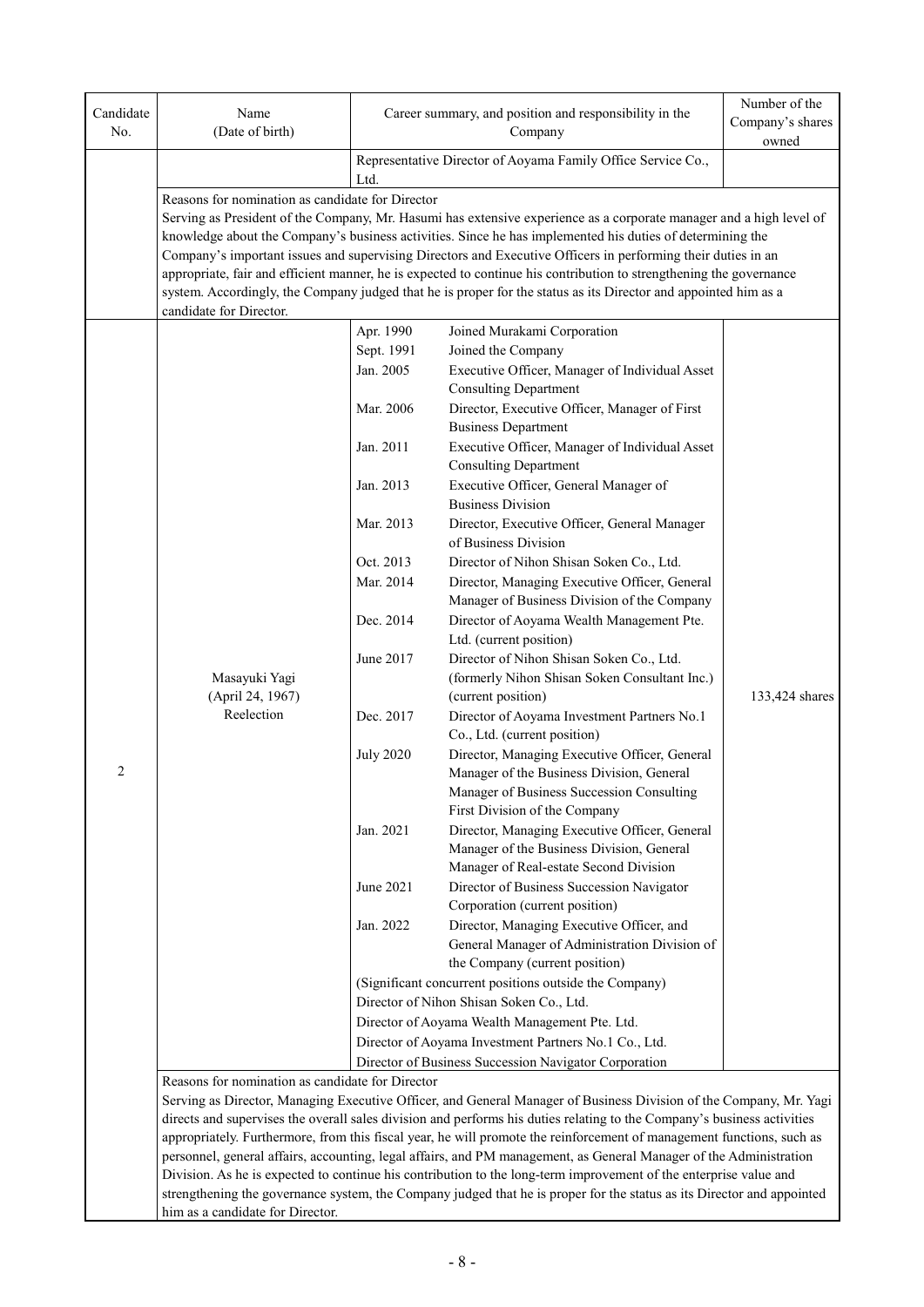| Candidate No. | Name (Date of birth) | Career summary, and position and responsibility in the Company | Number of the Company's shares owned |
|---|---|---|---|
| | | Representative Director of Aoyama Family Office Service Co., Ltd. | |

Reasons for nomination as candidate for Director

Serving as President of the Company, Mr. Hasumi has extensive experience as a corporate manager and a high level of knowledge about the Company's business activities. Since he has implemented his duties of determining the Company's important issues and supervising Directors and Executive Officers in performing their duties in an appropriate, fair and efficient manner, he is expected to continue his contribution to strengthening the governance system. Accordingly, the Company judged that he is proper for the status as its Director and appointed him as a candidate for Director.

| Candidate No. | Name (Date of birth) | Career summary, and position and responsibility in the Company | Number of the Company's shares owned |
|---|---|---|---|
| 2 | Masayuki Yagi (April 24, 1967) Reelection | Apr. 1990 Joined Murakami Corporation<br>Sept. 1991 Joined the Company<br>Jan. 2005 Executive Officer, Manager of Individual Asset Consulting Department<br>Mar. 2006 Director, Executive Officer, Manager of First Business Department<br>Jan. 2011 Executive Officer, Manager of Individual Asset Consulting Department<br>Jan. 2013 Executive Officer, General Manager of Business Division<br>Mar. 2013 Director, Executive Officer, General Manager of Business Division<br>Oct. 2013 Director of Nihon Shisan Soken Co., Ltd.<br>Mar. 2014 Director, Managing Executive Officer, General Manager of Business Division of the Company<br>Dec. 2014 Director of Aoyama Wealth Management Pte. Ltd. (current position)<br>June 2017 Director of Nihon Shisan Soken Co., Ltd. (formerly Nihon Shisan Soken Consultant Inc.) (current position)<br>Dec. 2017 Director of Aoyama Investment Partners No.1 Co., Ltd. (current position)<br>July 2020 Director, Managing Executive Officer, General Manager of the Business Division, General Manager of Business Succession Consulting First Division of the Company<br>Jan. 2021 Director, Managing Executive Officer, General Manager of the Business Division, General Manager of Real-estate Second Division<br>June 2021 Director of Business Succession Navigator Corporation (current position)<br>Jan. 2022 Director, Managing Executive Officer, and General Manager of Administration Division of the Company (current position)<br>(Significant concurrent positions outside the Company)<br>Director of Nihon Shisan Soken Co., Ltd.<br>Director of Aoyama Wealth Management Pte. Ltd.<br>Director of Aoyama Investment Partners No.1 Co., Ltd.<br>Director of Business Succession Navigator Corporation | 133,424 shares |

Reasons for nomination as candidate for Director

Serving as Director, Managing Executive Officer, and General Manager of Business Division of the Company, Mr. Yagi directs and supervises the overall sales division and performs his duties relating to the Company's business activities appropriately. Furthermore, from this fiscal year, he will promote the reinforcement of management functions, such as personnel, general affairs, accounting, legal affairs, and PM management, as General Manager of the Administration Division. As he is expected to continue his contribution to the long-term improvement of the enterprise value and strengthening the governance system, the Company judged that he is proper for the status as its Director and appointed him as a candidate for Director.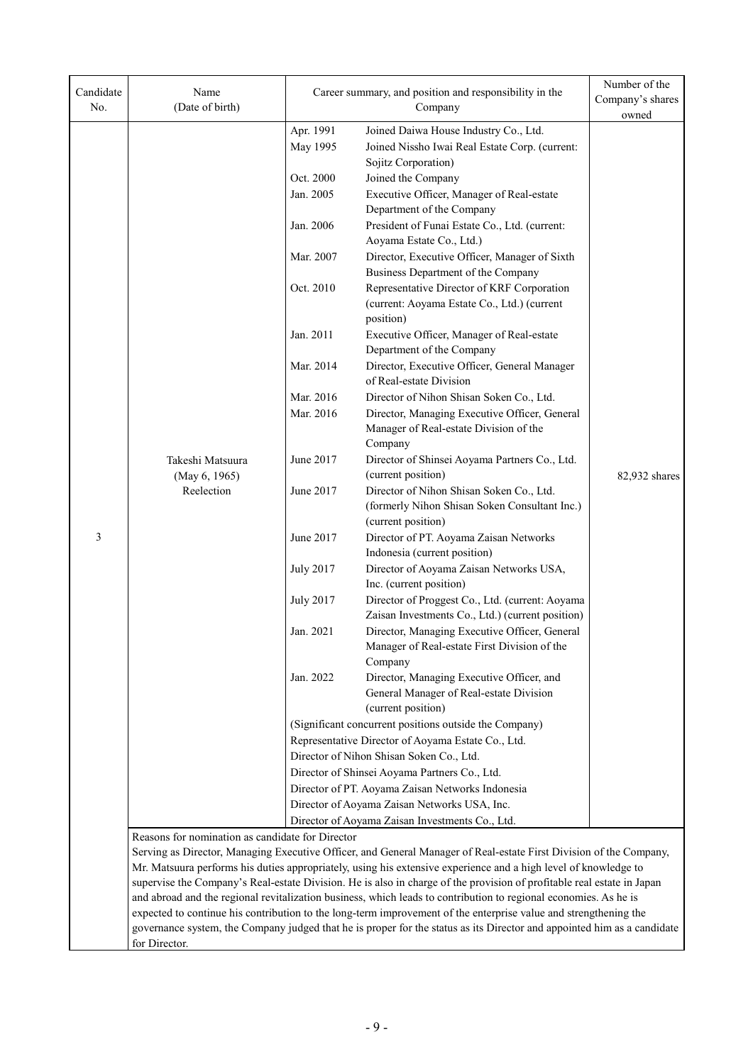| Candidate No. | Name (Date of birth) | Career summary, and position and responsibility in the Company | | Number of the Company's shares owned |
|---|---|---|---|---|
| 3 | Takeshi Matsuura (May 6, 1965) Reelection | Apr. 1991 | Joined Daiwa House Industry Co., Ltd. | 82,932 shares |
| | | May 1995 | Joined Nissho Iwai Real Estate Corp. (current: Sojitz Corporation) | |
| | | Oct. 2000 | Joined the Company | |
| | | Jan. 2005 | Executive Officer, Manager of Real-estate Department of the Company | |
| | | Jan. 2006 | President of Funai Estate Co., Ltd. (current: Aoyama Estate Co., Ltd.) | |
| | | Mar. 2007 | Director, Executive Officer, Manager of Sixth Business Department of the Company | |
| | | Oct. 2010 | Representative Director of KRF Corporation (current: Aoyama Estate Co., Ltd.) (current position) | |
| | | Jan. 2011 | Executive Officer, Manager of Real-estate Department of the Company | |
| | | Mar. 2014 | Director, Executive Officer, General Manager of Real-estate Division | |
| | | Mar. 2016 | Director of Nihon Shisan Soken Co., Ltd. | |
| | | Mar. 2016 | Director, Managing Executive Officer, General Manager of Real-estate Division of the Company | |
| | | June 2017 | Director of Shinsei Aoyama Partners Co., Ltd. (current position) | |
| | | June 2017 | Director of Nihon Shisan Soken Co., Ltd. (formerly Nihon Shisan Soken Consultant Inc.) (current position) | |
| | | June 2017 | Director of PT. Aoyama Zaisan Networks Indonesia (current position) | |
| | | July 2017 | Director of Aoyama Zaisan Networks USA, Inc. (current position) | |
| | | July 2017 | Director of Proggest Co., Ltd. (current: Aoyama Zaisan Investments Co., Ltd.) (current position) | |
| | | Jan. 2021 | Director, Managing Executive Officer, General Manager of Real-estate First Division of the Company | |
| | | Jan. 2022 | Director, Managing Executive Officer, and General Manager of Real-estate Division (current position) | |
| | | (Significant concurrent positions outside the Company)<br>Representative Director of Aoyama Estate Co., Ltd.<br>Director of Nihon Shisan Soken Co., Ltd.<br>Director of Shinsei Aoyama Partners Co., Ltd.<br>Director of PT. Aoyama Zaisan Networks Indonesia<br>Director of Aoyama Zaisan Networks USA, Inc.<br>Director of Aoyama Zaisan Investments Co., Ltd. | | |
| | Reasons for nomination as candidate for Director<br>Serving as Director, Managing Executive Officer, and General Manager of Real-estate First Division of the Company, Mr. Matsuura performs his duties appropriately, using his extensive experience and a high level of knowledge to supervise the Company's Real-estate Division. He is also in charge of the provision of profitable real estate in Japan and abroad and the regional revitalization business, which leads to contribution to regional economies. As he is expected to continue his contribution to the long-term improvement of the enterprise value and strengthening the governance system, the Company judged that he is proper for the status as its Director and appointed him as a candidate for Director. | | | |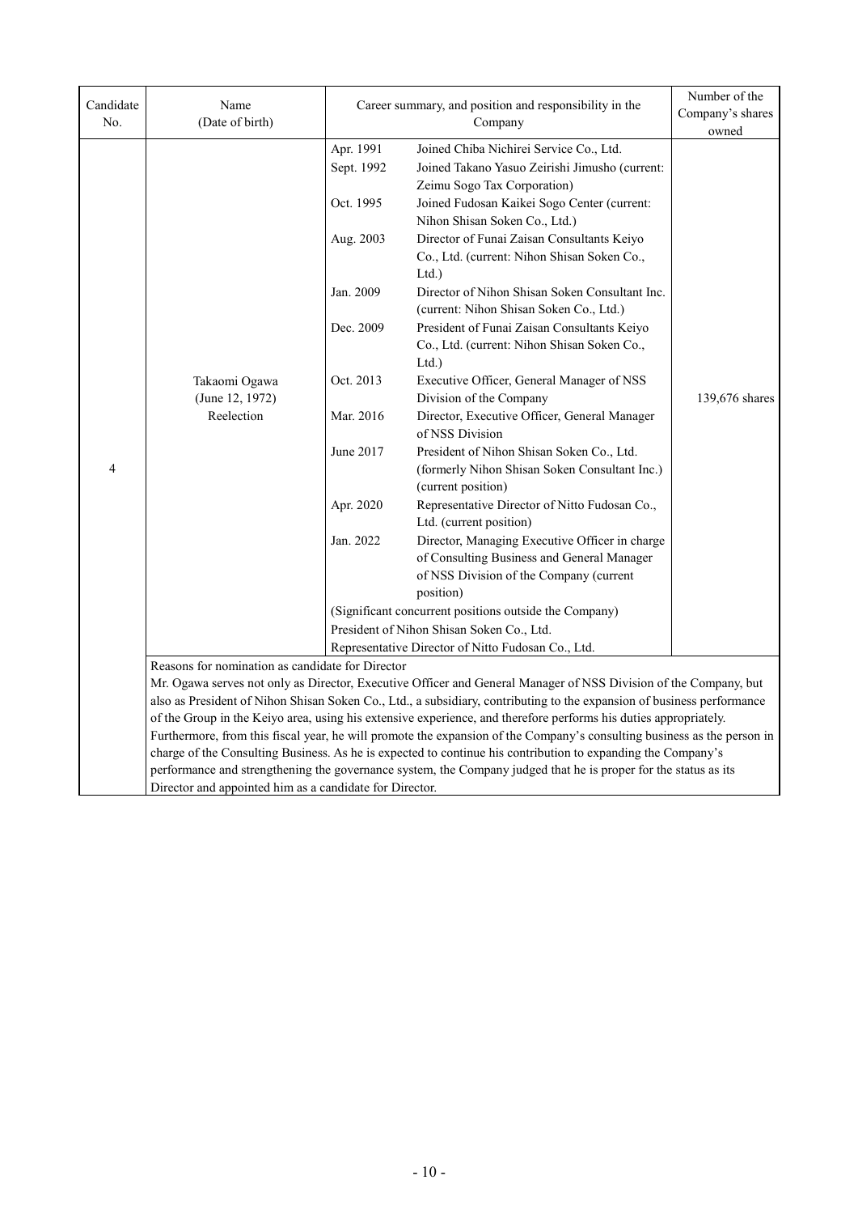| Candidate No. | Name (Date of birth) | Career summary, and position and responsibility in the Company | | Number of the Company's shares owned |
|---|---|---|---|---|
| 4 | Takaomi Ogawa (June 12, 1972) Reelection | Apr. 1991 | Joined Chiba Nichirei Service Co., Ltd. | 139,676 shares |
| | | Sept. 1992 | Joined Takano Yasuo Zeirishi Jimusho (current: Zeimu Sogo Tax Corporation) | |
| | | Oct. 1995 | Joined Fudosan Kaikei Sogo Center (current: Nihon Shisan Soken Co., Ltd.) | |
| | | Aug. 2003 | Director of Funai Zaisan Consultants Keiyo Co., Ltd. (current: Nihon Shisan Soken Co., Ltd.) | |
| | | Jan. 2009 | Director of Nihon Shisan Soken Consultant Inc. (current: Nihon Shisan Soken Co., Ltd.) | |
| | | Dec. 2009 | President of Funai Zaisan Consultants Keiyo Co., Ltd. (current: Nihon Shisan Soken Co., Ltd.) | |
| | | Oct. 2013 | Executive Officer, General Manager of NSS Division of the Company | |
| | | Mar. 2016 | Director, Executive Officer, General Manager of NSS Division | |
| | | June 2017 | President of Nihon Shisan Soken Co., Ltd. (formerly Nihon Shisan Soken Consultant Inc.) (current position) | |
| | | Apr. 2020 | Representative Director of Nitto Fudosan Co., Ltd. (current position) | |
| | | Jan. 2022 | Director, Managing Executive Officer in charge of Consulting Business and General Manager of NSS Division of the Company (current position) | |
| | | (Significant concurrent positions outside the Company)<br>President of Nihon Shisan Soken Co., Ltd.<br>Representative Director of Nitto Fudosan Co., Ltd. | | |
| | Reasons for nomination as candidate for Director<br>Mr. Ogawa serves not only as Director, Executive Officer and General Manager of NSS Division of the Company, but also as President of Nihon Shisan Soken Co., Ltd., a subsidiary, contributing to the expansion of business performance of the Group in the Keiyo area, using his extensive experience, and therefore performs his duties appropriately. Furthermore, from this fiscal year, he will promote the expansion of the Company's consulting business as the person in charge of the Consulting Business. As he is expected to continue his contribution to expanding the Company's performance and strengthening the governance system, the Company judged that he is proper for the status as its Director and appointed him as a candidate for Director. | | | |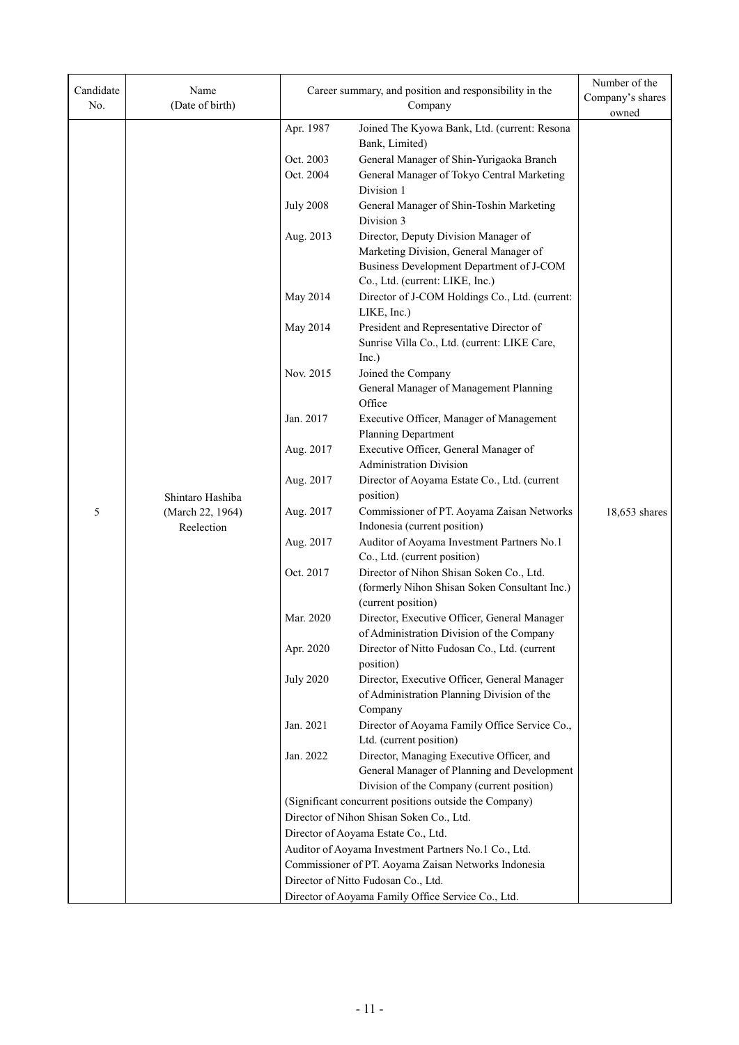| Candidate No. | Name (Date of birth) | Career summary, and position and responsibility in the Company | | Number of the Company's shares owned |
|---|---|---|---|---|
| 5 | Shintaro Hashiba (March 22, 1964) Reelection | Apr. 1987 | Joined The Kyowa Bank, Ltd. (current: Resona Bank, Limited) | 18,653 shares |
| | | Oct. 2003 | General Manager of Shin-Yurigaoka Branch | |
| | | Oct. 2004 | General Manager of Tokyo Central Marketing Division 1 | |
| | | July 2008 | General Manager of Shin-Toshin Marketing Division 3 | |
| | | Aug. 2013 | Director, Deputy Division Manager of Marketing Division, General Manager of Business Development Department of J-COM Co., Ltd. (current: LIKE, Inc.) | |
| | | May 2014 | Director of J-COM Holdings Co., Ltd. (current: LIKE, Inc.) | |
| | | May 2014 | President and Representative Director of Sunrise Villa Co., Ltd. (current: LIKE Care, Inc.) | |
| | | Nov. 2015 | Joined the Company<br>General Manager of Management Planning Office | |
| | | Jan. 2017 | Executive Officer, Manager of Management Planning Department | |
| | | Aug. 2017 | Executive Officer, General Manager of Administration Division | |
| | | Aug. 2017 | Director of Aoyama Estate Co., Ltd. (current position) | |
| | | Aug. 2017 | Commissioner of PT. Aoyama Zaisan Networks Indonesia (current position) | |
| | | Aug. 2017 | Auditor of Aoyama Investment Partners No.1 Co., Ltd. (current position) | |
| | | Oct. 2017 | Director of Nihon Shisan Soken Co., Ltd. (formerly Nihon Shisan Soken Consultant Inc.) (current position) | |
| | | Mar. 2020 | Director, Executive Officer, General Manager of Administration Division of the Company | |
| | | Apr. 2020 | Director of Nitto Fudosan Co., Ltd. (current position) | |
| | | July 2020 | Director, Executive Officer, General Manager of Administration Planning Division of the Company | |
| | | Jan. 2021 | Director of Aoyama Family Office Service Co., Ltd. (current position) | |
| | | Jan. 2022 | Director, Managing Executive Officer, and General Manager of Planning and Development Division of the Company (current position) | |
| | | (Significant concurrent positions outside the Company)<br>Director of Nihon Shisan Soken Co., Ltd.<br>Director of Aoyama Estate Co., Ltd.<br>Auditor of Aoyama Investment Partners No.1 Co., Ltd.<br>Commissioner of PT. Aoyama Zaisan Networks Indonesia<br>Director of Nitto Fudosan Co., Ltd.<br>Director of Aoyama Family Office Service Co., Ltd. | | |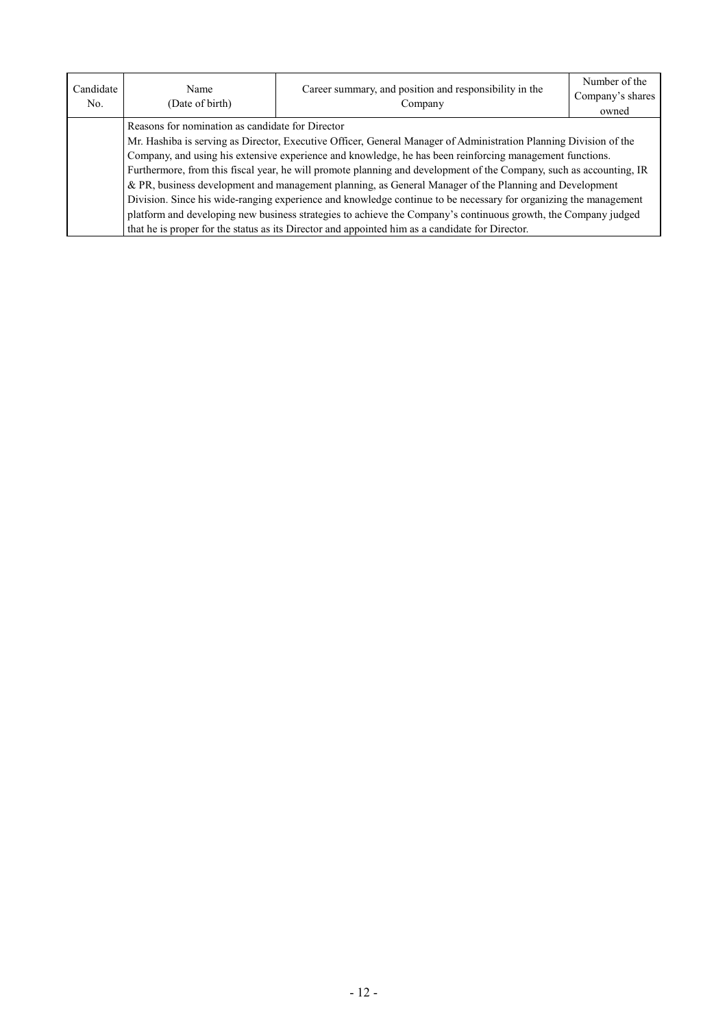| Candidate No. | Name (Date of birth) | Career summary, and position and responsibility in the Company | Number of the Company's shares owned |
|---|---|---|---|
| | Reasons for nomination as candidate for Director<br>Mr. Hashiba is serving as Director, Executive Officer, General Manager of Administration Planning Division of the Company, and using his extensive experience and knowledge, he has been reinforcing management functions. Furthermore, from this fiscal year, he will promote planning and development of the Company, such as accounting, IR & PR, business development and management planning, as General Manager of the Planning and Development Division. Since his wide-ranging experience and knowledge continue to be necessary for organizing the management platform and developing new business strategies to achieve the Company's continuous growth, the Company judged that he is proper for the status as its Director and appointed him as a candidate for Director. | | |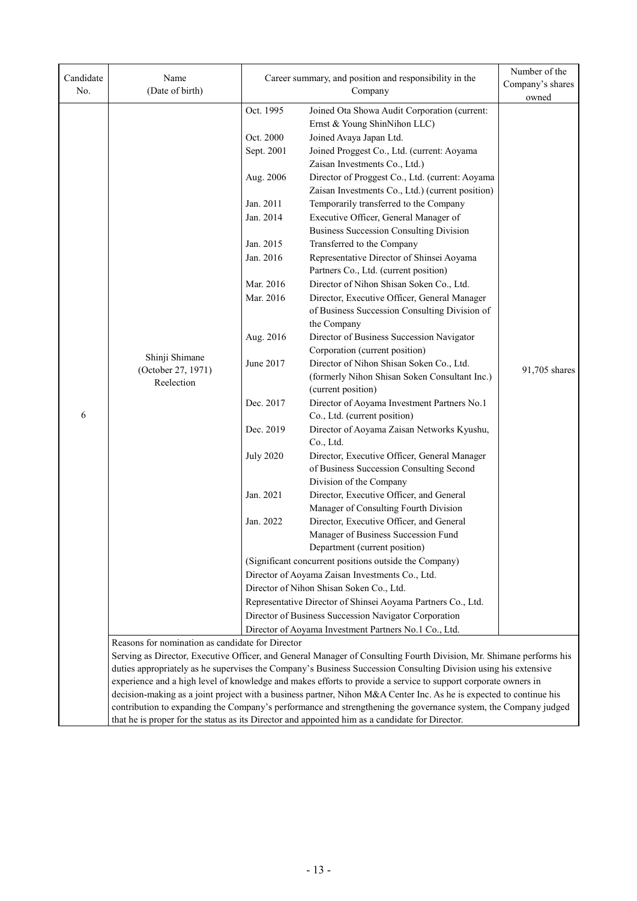| Candidate No. | Name (Date of birth) | Career summary, and position and responsibility in the Company | | Number of the Company's shares owned |
|---|---|---|---|---|
| 6 | Shinji Shimane (October 27, 1971) Reelection | Oct. 1995 | Joined Ota Showa Audit Corporation (current: Ernst & Young ShinNihon LLC) | 91,705 shares |
| | | Oct. 2000 | Joined Avaya Japan Ltd. | |
| | | Sept. 2001 | Joined Proggest Co., Ltd. (current: Aoyama Zaisan Investments Co., Ltd.) | |
| | | Aug. 2006 | Director of Proggest Co., Ltd. (current: Aoyama Zaisan Investments Co., Ltd.) (current position) | |
| | | Jan. 2011 | Temporarily transferred to the Company | |
| | | Jan. 2014 | Executive Officer, General Manager of Business Succession Consulting Division | |
| | | Jan. 2015 | Transferred to the Company | |
| | | Jan. 2016 | Representative Director of Shinsei Aoyama Partners Co., Ltd. (current position) | |
| | | Mar. 2016 | Director of Nihon Shisan Soken Co., Ltd. | |
| | | Mar. 2016 | Director, Executive Officer, General Manager of Business Succession Consulting Division of the Company | |
| | | Aug. 2016 | Director of Business Succession Navigator Corporation (current position) | |
| | | June 2017 | Director of Nihon Shisan Soken Co., Ltd. (formerly Nihon Shisan Soken Consultant Inc.) (current position) | |
| | | Dec. 2017 | Director of Aoyama Investment Partners No.1 Co., Ltd. (current position) | |
| | | Dec. 2019 | Director of Aoyama Zaisan Networks Kyushu, Co., Ltd. | |
| | | July 2020 | Director, Executive Officer, General Manager of Business Succession Consulting Second Division of the Company | |
| | | Jan. 2021 | Director, Executive Officer, and General Manager of Consulting Fourth Division | |
| | | Jan. 2022 | Director, Executive Officer, and General Manager of Business Succession Fund Department (current position) | |
| | | (Significant concurrent positions outside the Company)<br>Director of Aoyama Zaisan Investments Co., Ltd.<br>Director of Nihon Shisan Soken Co., Ltd.<br>Representative Director of Shinsei Aoyama Partners Co., Ltd.<br>Director of Business Succession Navigator Corporation<br>Director of Aoyama Investment Partners No.1 Co., Ltd. | | |

Reasons for nomination as candidate for Director

Serving as Director, Executive Officer, and General Manager of Consulting Fourth Division, Mr. Shimane performs his duties appropriately as he supervises the Company's Business Succession Consulting Division using his extensive experience and a high level of knowledge and makes efforts to provide a service to support corporate owners in decision-making as a joint project with a business partner, Nihon M&A Center Inc. As he is expected to continue his contribution to expanding the Company's performance and strengthening the governance system, the Company judged that he is proper for the status as its Director and appointed him as a candidate for Director.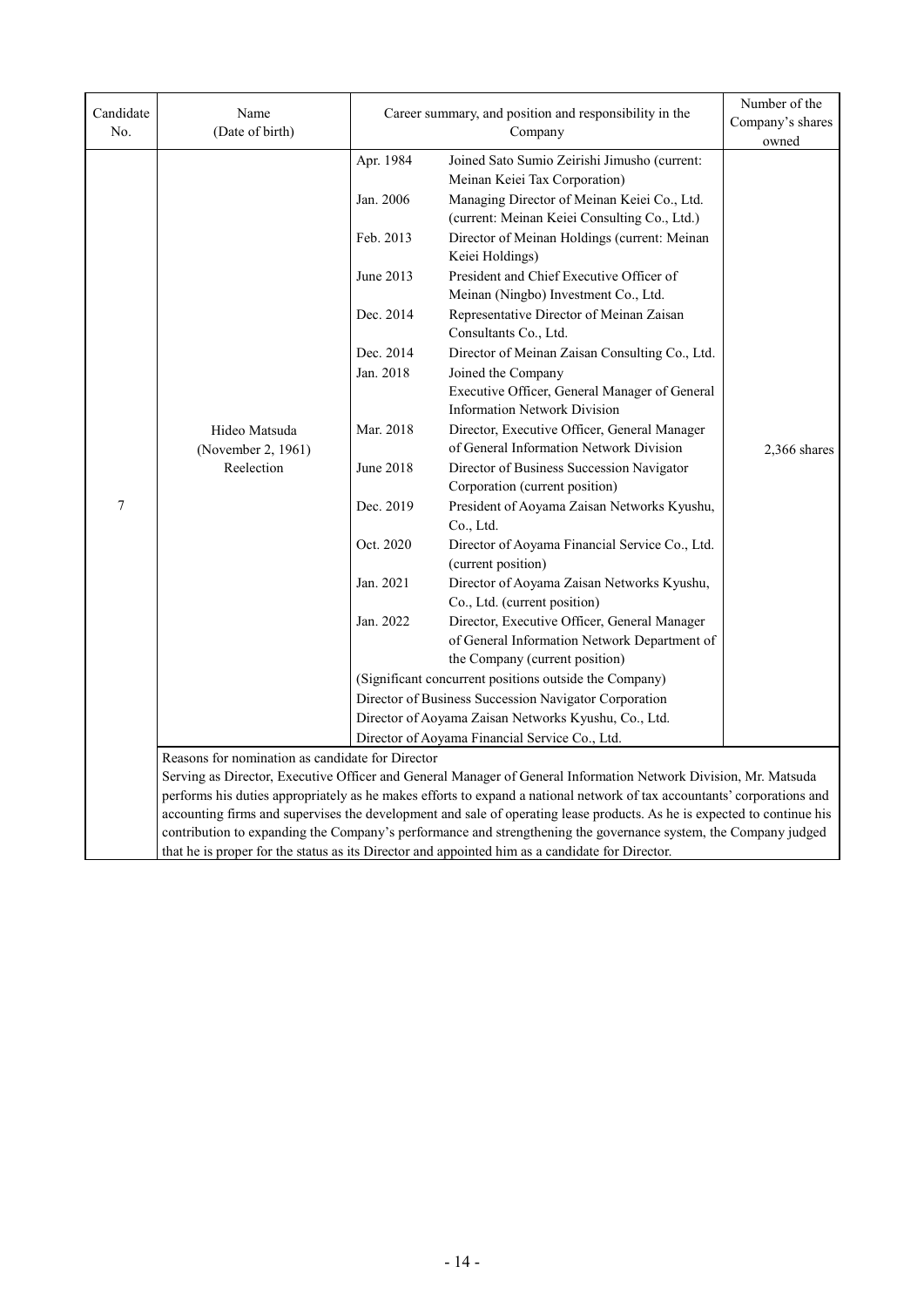| Candidate No. | Name (Date of birth) | Career summary, and position and responsibility in the Company | | Number of the Company's shares owned |
|---|---|---|---|---|
| 7 | Hideo Matsuda (November 2, 1961) Reelection | Apr. 1984 | Joined Sato Sumio Zeirishi Jimusho (current: Meinan Keiei Tax Corporation) | 2,366 shares |
| | | Jan. 2006 | Managing Director of Meinan Keiei Co., Ltd. (current: Meinan Keiei Consulting Co., Ltd.) | |
| | | Feb. 2013 | Director of Meinan Holdings (current: Meinan Keiei Holdings) | |
| | | June 2013 | President and Chief Executive Officer of Meinan (Ningbo) Investment Co., Ltd. | |
| | | Dec. 2014 | Representative Director of Meinan Zaisan Consultants Co., Ltd. | |
| | | Dec. 2014 | Director of Meinan Zaisan Consulting Co., Ltd. | |
| | | Jan. 2018 | Joined the Company<br>Executive Officer, General Manager of General Information Network Division | |
| | | Mar. 2018 | Director, Executive Officer, General Manager of General Information Network Division | |
| | | June 2018 | Director of Business Succession Navigator Corporation (current position) | |
| | | Dec. 2019 | President of Aoyama Zaisan Networks Kyushu, Co., Ltd. | |
| | | Oct. 2020 | Director of Aoyama Financial Service Co., Ltd. (current position) | |
| | | Jan. 2021 | Director of Aoyama Zaisan Networks Kyushu, Co., Ltd. (current position) | |
| | | Jan. 2022 | Director, Executive Officer, General Manager of General Information Network Department of the Company (current position) | |
| | | (Significant concurrent positions outside the Company)<br>Director of Business Succession Navigator Corporation<br>Director of Aoyama Zaisan Networks Kyushu, Co., Ltd.<br>Director of Aoyama Financial Service Co., Ltd. | | |

Reasons for nomination as candidate for Director

Serving as Director, Executive Officer and General Manager of General Information Network Division, Mr. Matsuda performs his duties appropriately as he makes efforts to expand a national network of tax accountants' corporations and accounting firms and supervises the development and sale of operating lease products. As he is expected to continue his contribution to expanding the Company's performance and strengthening the governance system, the Company judged that he is proper for the status as its Director and appointed him as a candidate for Director.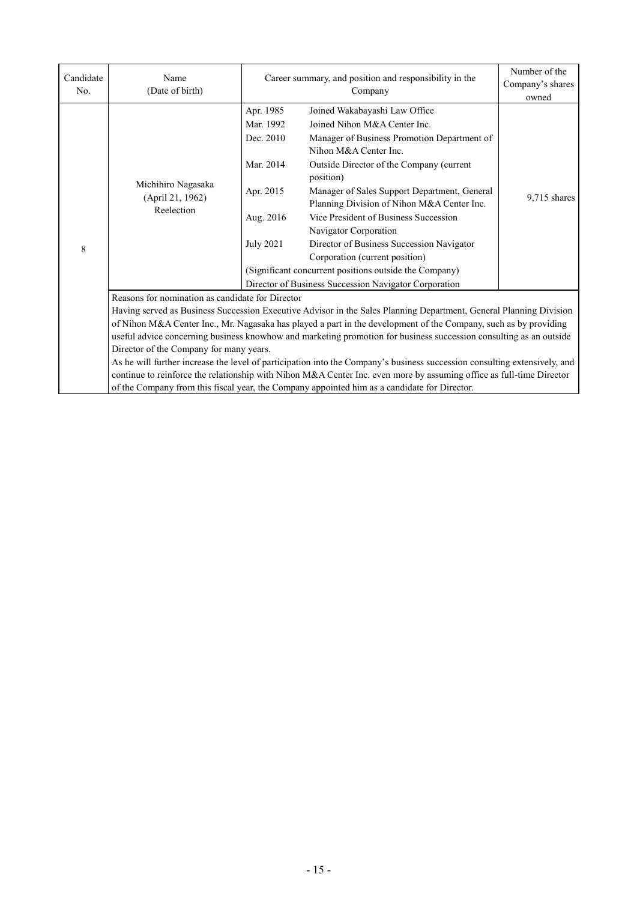| Candidate No. | Name (Date of birth) | Career summary, and position and responsibility in the Company | | Number of the Company's shares owned |
|---|---|---|---|---|
| 8 | Michihiro Nagasaka (April 21, 1962) Reelection | Apr. 1985 | Joined Wakabayashi Law Office | 9,715 shares |
| | | Mar. 1992 | Joined Nihon M&A Center Inc. | |
| | | Dec. 2010 | Manager of Business Promotion Department of Nihon M&A Center Inc. | |
| | | Mar. 2014 | Outside Director of the Company (current position) | |
| | | Apr. 2015 | Manager of Sales Support Department, General Planning Division of Nihon M&A Center Inc. | |
| | | Aug. 2016 | Vice President of Business Succession Navigator Corporation | |
| | | July 2021 | Director of Business Succession Navigator Corporation (current position) | |
| | | (Significant concurrent positions outside the Company) Director of Business Succession Navigator Corporation | | |
| | Reasons for nomination as candidate for Director<br>Having served as Business Succession Executive Advisor in the Sales Planning Department, General Planning Division of Nihon M&A Center Inc., Mr. Nagasaka has played a part in the development of the Company, such as by providing useful advice concerning business knowhow and marketing promotion for business succession consulting as an outside Director of the Company for many years.<br>As he will further increase the level of participation into the Company's business succession consulting extensively, and continue to reinforce the relationship with Nihon M&A Center Inc. even more by assuming office as full-time Director of the Company from this fiscal year, the Company appointed him as a candidate for Director. | | | |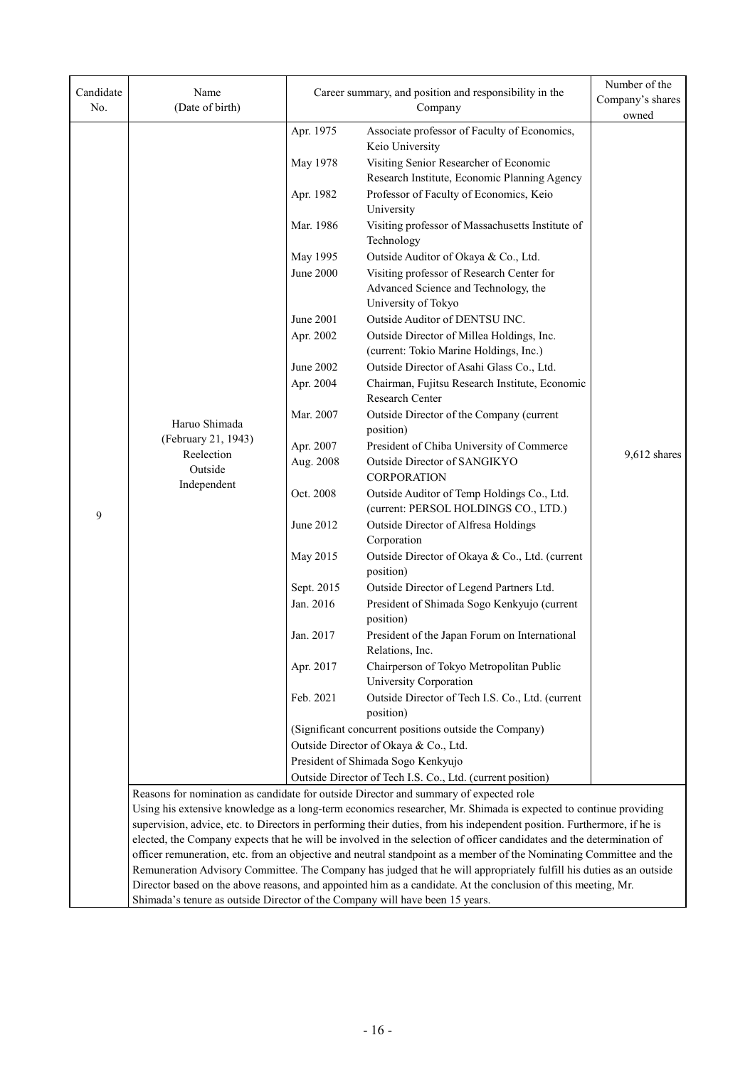| Candidate No. | Name (Date of birth) | Career summary, and position and responsibility in the Company | | Number of the Company's shares owned |
|---|---|---|---|---|
| 9 | Haruo Shimada (February 21, 1943) Reelection Outside Independent | Apr. 1975 | Associate professor of Faculty of Economics, Keio University | 9,612 shares |
| | | May 1978 | Visiting Senior Researcher of Economic Research Institute, Economic Planning Agency | |
| | | Apr. 1982 | Professor of Faculty of Economics, Keio University | |
| | | Mar. 1986 | Visiting professor of Massachusetts Institute of Technology | |
| | | May 1995 | Outside Auditor of Okaya & Co., Ltd. | |
| | | June 2000 | Visiting professor of Research Center for Advanced Science and Technology, the University of Tokyo | |
| | | June 2001 | Outside Auditor of DENTSU INC. | |
| | | Apr. 2002 | Outside Director of Millea Holdings, Inc. (current: Tokio Marine Holdings, Inc.) | |
| | | June 2002 | Outside Director of Asahi Glass Co., Ltd. | |
| | | Apr. 2004 | Chairman, Fujitsu Research Institute, Economic Research Center | |
| | | Mar. 2007 | Outside Director of the Company (current position) | |
| | | Apr. 2007 | President of Chiba University of Commerce | |
| | | Aug. 2008 | Outside Director of SANGIKYO CORPORATION | |
| | | Oct. 2008 | Outside Auditor of Temp Holdings Co., Ltd. (current: PERSOL HOLDINGS CO., LTD.) | |
| | | June 2012 | Outside Director of Alfresa Holdings Corporation | |
| | | May 2015 | Outside Director of Okaya & Co., Ltd. (current position) | |
| | | Sept. 2015 | Outside Director of Legend Partners Ltd. | |
| | | Jan. 2016 | President of Shimada Sogo Kenkyujo (current position) | |
| | | Jan. 2017 | President of the Japan Forum on International Relations, Inc. | |
| | | Apr. 2017 | Chairperson of Tokyo Metropolitan Public University Corporation | |
| | | Feb. 2021 | Outside Director of Tech I.S. Co., Ltd. (current position) | |
| | | (Significant concurrent positions outside the Company)<br>Outside Director of Okaya & Co., Ltd.<br>President of Shimada Sogo Kenkyujo<br>Outside Director of Tech I.S. Co., Ltd. (current position) | | |
| | Reasons for nomination as candidate for outside Director and summary of expected role<br>Using his extensive knowledge as a long-term economics researcher, Mr. Shimada is expected to continue providing supervision, advice, etc. to Directors in performing their duties, from his independent position. Furthermore, if he is elected, the Company expects that he will be involved in the selection of officer candidates and the determination of officer remuneration, etc. from an objective and neutral standpoint as a member of the Nominating Committee and the Remuneration Advisory Committee. The Company has judged that he will appropriately fulfill his duties as an outside Director based on the above reasons, and appointed him as a candidate. At the conclusion of this meeting, Mr. Shimada's tenure as outside Director of the Company will have been 15 years. | | | |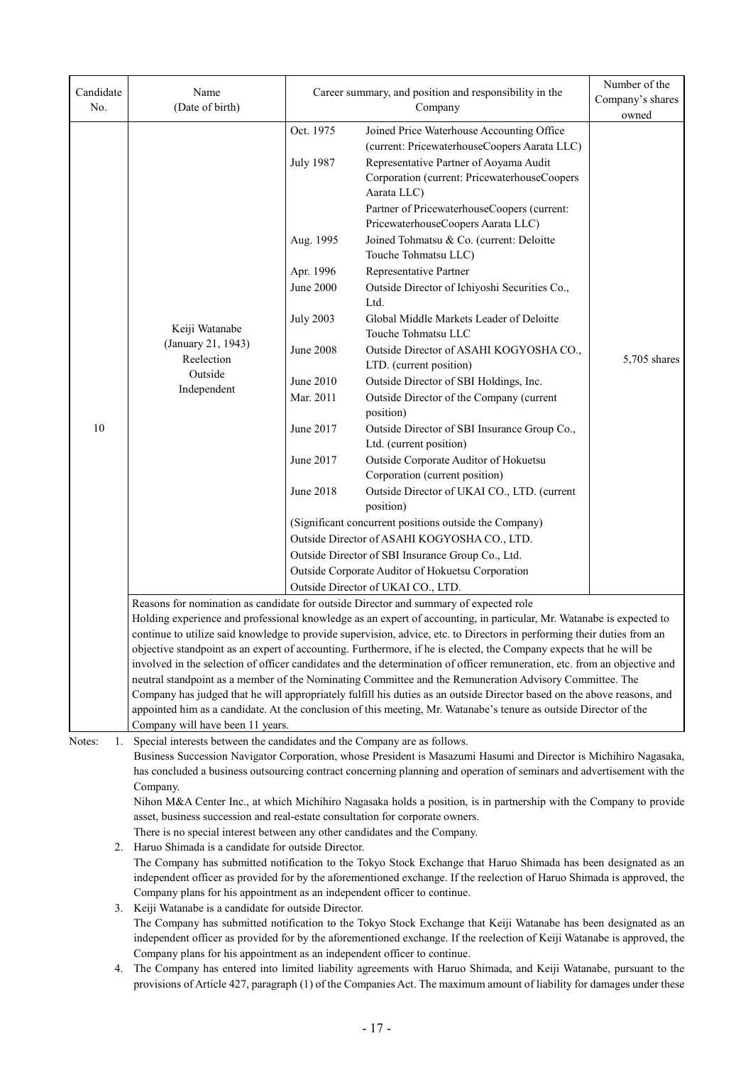| Candidate No. | Name (Date of birth) | Career summary, and position and responsibility in the Company | | Number of the Company's shares owned |
|---|---|---|---|---|
| 10 | Keiji Watanabe (January 21, 1943) Reelection Outside Independent | Oct. 1975 | Joined Price Waterhouse Accounting Office (current: PricewaterhouseCoopers Aarata LLC) | 5,705 shares |
| | | July 1987 | Representative Partner of Aoyama Audit Corporation (current: PricewaterhouseCoopers Aarata LLC) Partner of PricewaterhouseCoopers (current: PricewaterhouseCoopers Aarata LLC) | |
| | | Aug. 1995 | Joined Tohmatsu & Co. (current: Deloitte Touche Tohmatsu LLC) | |
| | | Apr. 1996 | Representative Partner | |
| | | June 2000 | Outside Director of Ichiyoshi Securities Co., Ltd. | |
| | | July 2003 | Global Middle Markets Leader of Deloitte Touche Tohmatsu LLC | |
| | | June 2008 | Outside Director of ASAHI KOGYOSHA CO., LTD. (current position) | |
| | | June 2010 | Outside Director of SBI Holdings, Inc. | |
| | | Mar. 2011 | Outside Director of the Company (current position) | |
| | | June 2017 | Outside Director of SBI Insurance Group Co., Ltd. (current position) | |
| | | June 2017 | Outside Corporate Auditor of Hokuetsu Corporation (current position) | |
| | | June 2018 | Outside Director of UKAI CO., LTD. (current position) | |
| | | (Significant concurrent positions outside the Company) Outside Director of ASAHI KOGYOSHA CO., LTD. Outside Director of SBI Insurance Group Co., Ltd. Outside Corporate Auditor of Hokuetsu Corporation Outside Director of UKAI CO., LTD. | | |
| | Reasons for nomination as candidate for outside Director and summary of expected role Holding experience and professional knowledge as an expert of accounting, in particular, Mr. Watanabe is expected to continue to utilize said knowledge to provide supervision, advice, etc. to Directors in performing their duties from an objective standpoint as an expert of accounting. Furthermore, if he is elected, the Company expects that he will be involved in the selection of officer candidates and the determination of officer remuneration, etc. from an objective and neutral standpoint as a member of the Nominating Committee and the Remuneration Advisory Committee. The Company has judged that he will appropriately fulfill his duties as an outside Director based on the above reasons, and appointed him as a candidate. At the conclusion of this meeting, Mr. Watanabe's tenure as outside Director of the Company will have been 11 years. | | | |

Notes:

1. Special interests between the candidates and the Company are as follows.
   Business Succession Navigator Corporation, whose President is Masazumi Hasumi and Director is Michihiro Nagasaka, has concluded a business outsourcing contract concerning planning and operation of seminars and advertisement with the Company.
   Nihon M&A Center Inc., at which Michihiro Nagasaka holds a position, is in partnership with the Company to provide asset, business succession and real-estate consultation for corporate owners.
   There is no special interest between any other candidates and the Company.
2. Haruo Shimada is a candidate for outside Director.
   The Company has submitted notification to the Tokyo Stock Exchange that Haruo Shimada has been designated as an independent officer as provided for by the aforementioned exchange. If the reelection of Haruo Shimada is approved, the Company plans for his appointment as an independent officer to continue.
3. Keiji Watanabe is a candidate for outside Director.
   The Company has submitted notification to the Tokyo Stock Exchange that Keiji Watanabe has been designated as an independent officer as provided for by the aforementioned exchange. If the reelection of Keiji Watanabe is approved, the Company plans for his appointment as an independent officer to continue.
4. The Company has entered into limited liability agreements with Haruo Shimada, and Keiji Watanabe, pursuant to the provisions of Article 427, paragraph (1) of the Companies Act. The maximum amount of liability for damages under these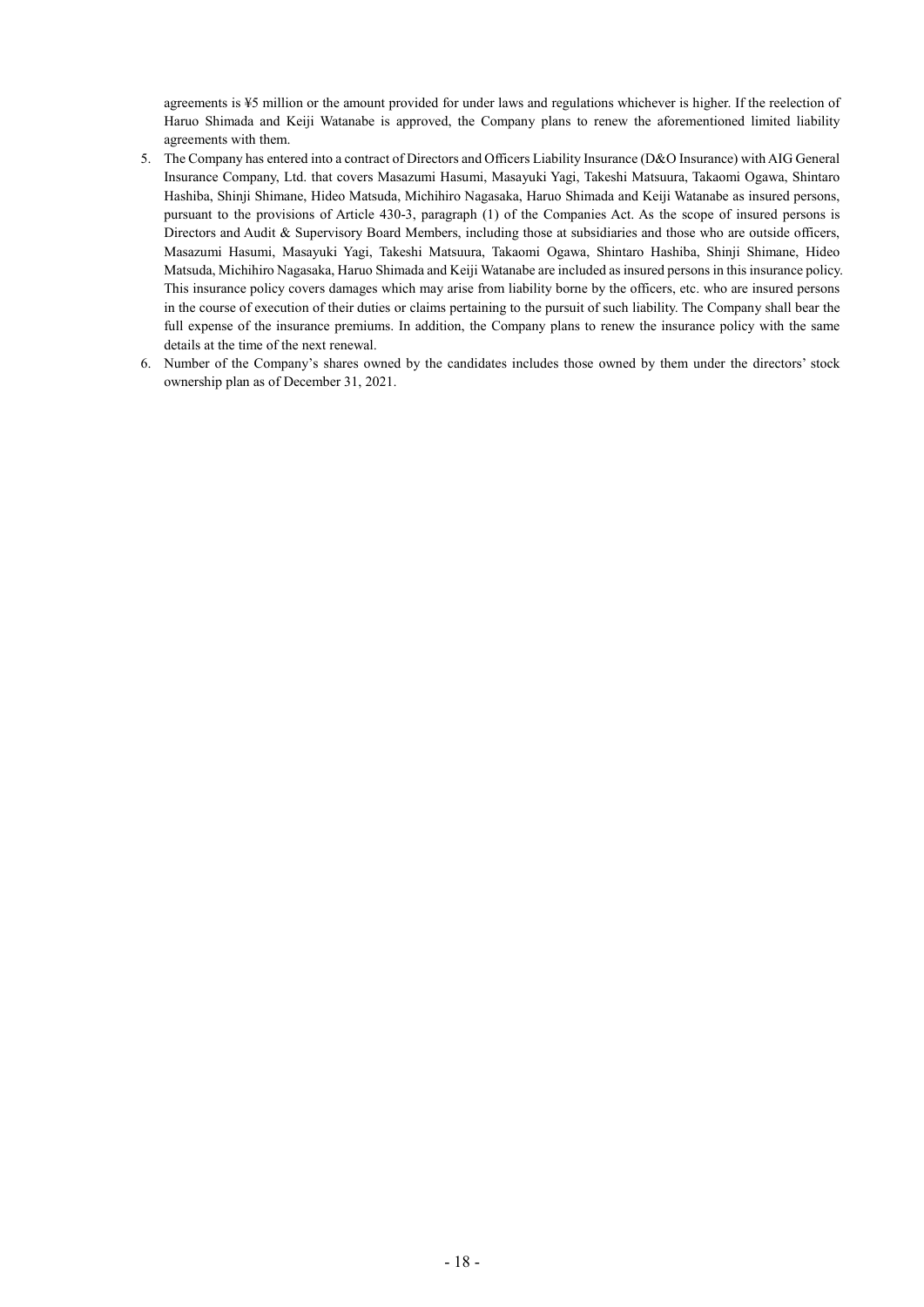agreements is ¥5 million or the amount provided for under laws and regulations whichever is higher. If the reelection of Haruo Shimada and Keiji Watanabe is approved, the Company plans to renew the aforementioned limited liability agreements with them.

5. The Company has entered into a contract of Directors and Officers Liability Insurance (D&O Insurance) with AIG General Insurance Company, Ltd. that covers Masazumi Hasumi, Masayuki Yagi, Takeshi Matsuura, Takaomi Ogawa, Shintaro Hashiba, Shinji Shimane, Hideo Matsuda, Michihiro Nagasaka, Haruo Shimada and Keiji Watanabe as insured persons, pursuant to the provisions of Article 430-3, paragraph (1) of the Companies Act. As the scope of insured persons is Directors and Audit & Supervisory Board Members, including those at subsidiaries and those who are outside officers, Masazumi Hasumi, Masayuki Yagi, Takeshi Matsuura, Takaomi Ogawa, Shintaro Hashiba, Shinji Shimane, Hideo Matsuda, Michihiro Nagasaka, Haruo Shimada and Keiji Watanabe are included as insured persons in this insurance policy. This insurance policy covers damages which may arise from liability borne by the officers, etc. who are insured persons in the course of execution of their duties or claims pertaining to the pursuit of such liability. The Company shall bear the full expense of the insurance premiums. In addition, the Company plans to renew the insurance policy with the same details at the time of the next renewal.
6. Number of the Company's shares owned by the candidates includes those owned by them under the directors' stock ownership plan as of December 31, 2021.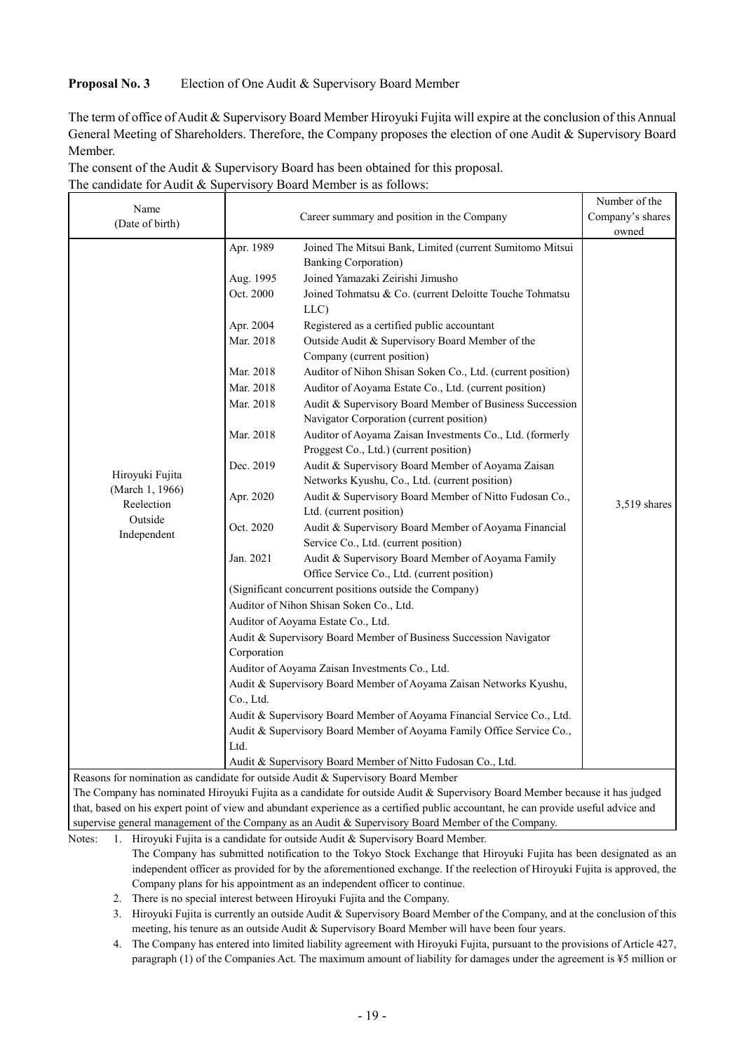**Proposal No. 3** Election of One Audit & Supervisory Board Member

The term of office of Audit & Supervisory Board Member Hiroyuki Fujita will expire at the conclusion of this Annual General Meeting of Shareholders. Therefore, the Company proposes the election of one Audit & Supervisory Board Member.

The consent of the Audit & Supervisory Board has been obtained for this proposal.

The candidate for Audit & Supervisory Board Member is as follows:

| Name (Date of birth) | Career summary and position in the Company | Number of the Company's shares owned |
|---|---|---|
| Hiroyuki Fujita (March 1, 1966) Reelection Outside Independent | Apr. 1989 Joined The Mitsui Bank, Limited (current Sumitomo Mitsui Banking Corporation)<br>Aug. 1995 Joined Yamazaki Zeirishi Jimusho<br>Oct. 2000 Joined Tohmatsu & Co. (current Deloitte Touche Tohmatsu LLC)<br>Apr. 2004 Registered as a certified public accountant<br>Mar. 2018 Outside Audit & Supervisory Board Member of the Company (current position)<br>Mar. 2018 Auditor of Nihon Shisan Soken Co., Ltd. (current position)<br>Mar. 2018 Auditor of Aoyama Estate Co., Ltd. (current position)<br>Mar. 2018 Audit & Supervisory Board Member of Business Succession Navigator Corporation (current position)<br>Mar. 2018 Auditor of Aoyama Zaisan Investments Co., Ltd. (formerly Proggest Co., Ltd.) (current position)<br>Dec. 2019 Audit & Supervisory Board Member of Aoyama Zaisan Networks Kyushu, Co., Ltd. (current position)<br>Apr. 2020 Audit & Supervisory Board Member of Nitto Fudosan Co., Ltd. (current position)<br>Oct. 2020 Audit & Supervisory Board Member of Aoyama Financial Service Co., Ltd. (current position)<br>Jan. 2021 Audit & Supervisory Board Member of Aoyama Family Office Service Co., Ltd. (current position)<br>(Significant concurrent positions outside the Company)<br>Auditor of Nihon Shisan Soken Co., Ltd.<br>Auditor of Aoyama Estate Co., Ltd.<br>Audit & Supervisory Board Member of Business Succession Navigator Corporation<br>Auditor of Aoyama Zaisan Investments Co., Ltd.<br>Audit & Supervisory Board Member of Aoyama Zaisan Networks Kyushu, Co., Ltd.<br>Audit & Supervisory Board Member of Aoyama Financial Service Co., Ltd.<br>Audit & Supervisory Board Member of Aoyama Family Office Service Co., Ltd.<br>Audit & Supervisory Board Member of Nitto Fudosan Co., Ltd. | 3,519 shares |
| Reasons for nomination as candidate for outside Audit & Supervisory Board Member<br>The Company has nominated Hiroyuki Fujita as a candidate for outside Audit & Supervisory Board Member because it has judged that, based on his expert point of view and abundant experience as a certified public accountant, he can provide useful advice and supervise general management of the Company as an Audit & Supervisory Board Member of the Company. | | |

Notes:
1. Hiroyuki Fujita is a candidate for outside Audit & Supervisory Board Member.
   The Company has submitted notification to the Tokyo Stock Exchange that Hiroyuki Fujita has been designated as an independent officer as provided for by the aforementioned exchange. If the reelection of Hiroyuki Fujita is approved, the Company plans for his appointment as an independent officer to continue.
2. There is no special interest between Hiroyuki Fujita and the Company.
3. Hiroyuki Fujita is currently an outside Audit & Supervisory Board Member of the Company, and at the conclusion of this meeting, his tenure as an outside Audit & Supervisory Board Member will have been four years.
4. The Company has entered into limited liability agreement with Hiroyuki Fujita, pursuant to the provisions of Article 427, paragraph (1) of the Companies Act. The maximum amount of liability for damages under the agreement is ¥5 million or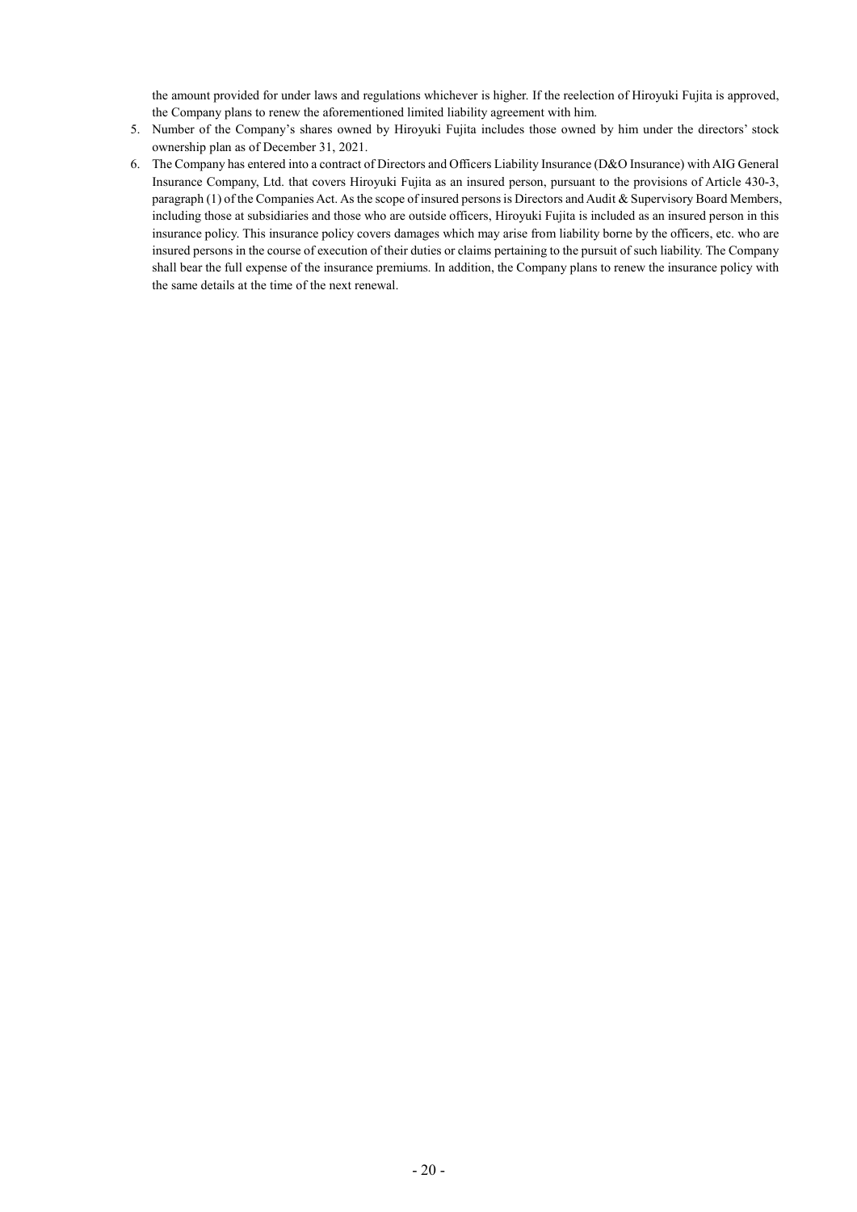the amount provided for under laws and regulations whichever is higher. If the reelection of Hiroyuki Fujita is approved, the Company plans to renew the aforementioned limited liability agreement with him.

5. Number of the Company's shares owned by Hiroyuki Fujita includes those owned by him under the directors' stock ownership plan as of December 31, 2021.
6. The Company has entered into a contract of Directors and Officers Liability Insurance (D&O Insurance) with AIG General Insurance Company, Ltd. that covers Hiroyuki Fujita as an insured person, pursuant to the provisions of Article 430-3, paragraph (1) of the Companies Act. As the scope of insured persons is Directors and Audit & Supervisory Board Members, including those at subsidiaries and those who are outside officers, Hiroyuki Fujita is included as an insured person in this insurance policy. This insurance policy covers damages which may arise from liability borne by the officers, etc. who are insured persons in the course of execution of their duties or claims pertaining to the pursuit of such liability. The Company shall bear the full expense of the insurance premiums. In addition, the Company plans to renew the insurance policy with the same details at the time of the next renewal.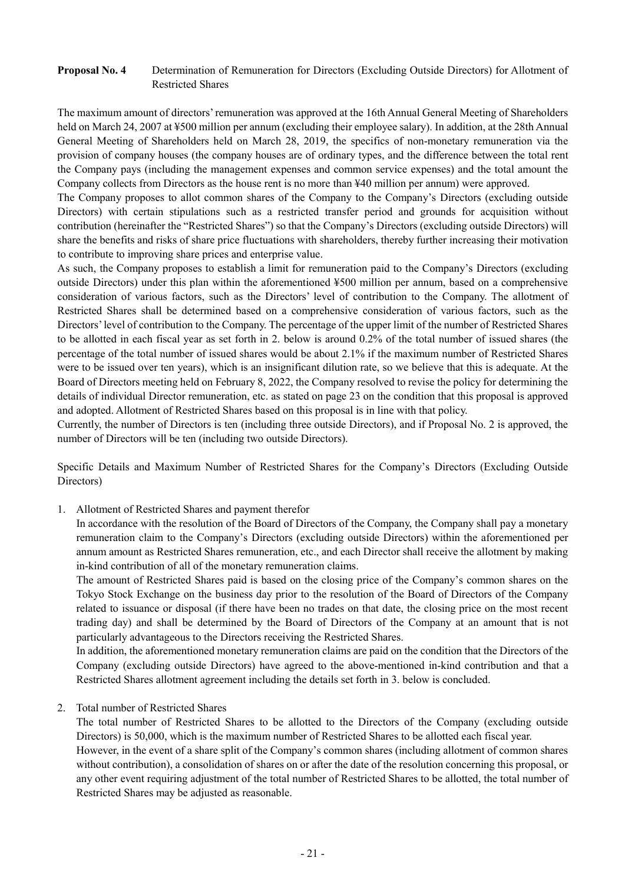**Proposal No. 4** Determination of Remuneration for Directors (Excluding Outside Directors) for Allotment of Restricted Shares

The maximum amount of directors' remuneration was approved at the 16th Annual General Meeting of Shareholders held on March 24, 2007 at ¥500 million per annum (excluding their employee salary). In addition, at the 28th Annual General Meeting of Shareholders held on March 28, 2019, the specifics of non-monetary remuneration via the provision of company houses (the company houses are of ordinary types, and the difference between the total rent the Company pays (including the management expenses and common service expenses) and the total amount the Company collects from Directors as the house rent is no more than ¥40 million per annum) were approved.

The Company proposes to allot common shares of the Company to the Company's Directors (excluding outside Directors) with certain stipulations such as a restricted transfer period and grounds for acquisition without contribution (hereinafter the "Restricted Shares") so that the Company's Directors (excluding outside Directors) will share the benefits and risks of share price fluctuations with shareholders, thereby further increasing their motivation to contribute to improving share prices and enterprise value.

As such, the Company proposes to establish a limit for remuneration paid to the Company's Directors (excluding outside Directors) under this plan within the aforementioned ¥500 million per annum, based on a comprehensive consideration of various factors, such as the Directors' level of contribution to the Company. The allotment of Restricted Shares shall be determined based on a comprehensive consideration of various factors, such as the Directors' level of contribution to the Company. The percentage of the upper limit of the number of Restricted Shares to be allotted in each fiscal year as set forth in 2. below is around 0.2% of the total number of issued shares (the percentage of the total number of issued shares would be about 2.1% if the maximum number of Restricted Shares were to be issued over ten years), which is an insignificant dilution rate, so we believe that this is adequate. At the Board of Directors meeting held on February 8, 2022, the Company resolved to revise the policy for determining the details of individual Director remuneration, etc. as stated on page 23 on the condition that this proposal is approved and adopted. Allotment of Restricted Shares based on this proposal is in line with that policy.

Currently, the number of Directors is ten (including three outside Directors), and if Proposal No. 2 is approved, the number of Directors will be ten (including two outside Directors).

Specific Details and Maximum Number of Restricted Shares for the Company's Directors (Excluding Outside Directors)

1. Allotment of Restricted Shares and payment therefor

   In accordance with the resolution of the Board of Directors of the Company, the Company shall pay a monetary remuneration claim to the Company's Directors (excluding outside Directors) within the aforementioned per annum amount as Restricted Shares remuneration, etc., and each Director shall receive the allotment by making in-kind contribution of all of the monetary remuneration claims.

   The amount of Restricted Shares paid is based on the closing price of the Company's common shares on the Tokyo Stock Exchange on the business day prior to the resolution of the Board of Directors of the Company related to issuance or disposal (if there have been no trades on that date, the closing price on the most recent trading day) and shall be determined by the Board of Directors of the Company at an amount that is not particularly advantageous to the Directors receiving the Restricted Shares.

   In addition, the aforementioned monetary remuneration claims are paid on the condition that the Directors of the Company (excluding outside Directors) have agreed to the above-mentioned in-kind contribution and that a Restricted Shares allotment agreement including the details set forth in 3. below is concluded.

2. Total number of Restricted Shares

   The total number of Restricted Shares to be allotted to the Directors of the Company (excluding outside Directors) is 50,000, which is the maximum number of Restricted Shares to be allotted each fiscal year.

   However, in the event of a share split of the Company's common shares (including allotment of common shares without contribution), a consolidation of shares on or after the date of the resolution concerning this proposal, or any other event requiring adjustment of the total number of Restricted Shares to be allotted, the total number of Restricted Shares may be adjusted as reasonable.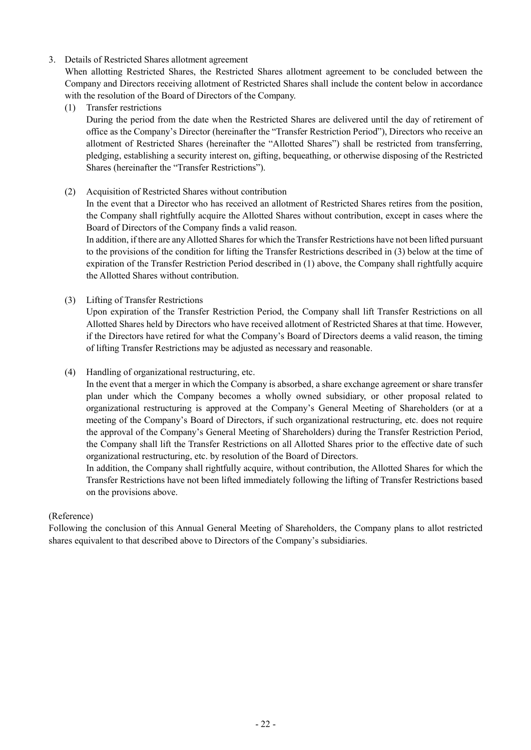3. Details of Restricted Shares allotment agreement

When allotting Restricted Shares, the Restricted Shares allotment agreement to be concluded between the Company and Directors receiving allotment of Restricted Shares shall include the content below in accordance with the resolution of the Board of Directors of the Company.

(1) Transfer restrictions

During the period from the date when the Restricted Shares are delivered until the day of retirement of office as the Company's Director (hereinafter the "Transfer Restriction Period"), Directors who receive an allotment of Restricted Shares (hereinafter the "Allotted Shares") shall be restricted from transferring, pledging, establishing a security interest on, gifting, bequeathing, or otherwise disposing of the Restricted Shares (hereinafter the "Transfer Restrictions").

(2) Acquisition of Restricted Shares without contribution

In the event that a Director who has received an allotment of Restricted Shares retires from the position, the Company shall rightfully acquire the Allotted Shares without contribution, except in cases where the Board of Directors of the Company finds a valid reason.

In addition, if there are any Allotted Shares for which the Transfer Restrictions have not been lifted pursuant to the provisions of the condition for lifting the Transfer Restrictions described in (3) below at the time of expiration of the Transfer Restriction Period described in (1) above, the Company shall rightfully acquire the Allotted Shares without contribution.

(3) Lifting of Transfer Restrictions

Upon expiration of the Transfer Restriction Period, the Company shall lift Transfer Restrictions on all Allotted Shares held by Directors who have received allotment of Restricted Shares at that time. However, if the Directors have retired for what the Company's Board of Directors deems a valid reason, the timing of lifting Transfer Restrictions may be adjusted as necessary and reasonable.

(4) Handling of organizational restructuring, etc.

In the event that a merger in which the Company is absorbed, a share exchange agreement or share transfer plan under which the Company becomes a wholly owned subsidiary, or other proposal related to organizational restructuring is approved at the Company's General Meeting of Shareholders (or at a meeting of the Company's Board of Directors, if such organizational restructuring, etc. does not require the approval of the Company's General Meeting of Shareholders) during the Transfer Restriction Period, the Company shall lift the Transfer Restrictions on all Allotted Shares prior to the effective date of such organizational restructuring, etc. by resolution of the Board of Directors.

In addition, the Company shall rightfully acquire, without contribution, the Allotted Shares for which the Transfer Restrictions have not been lifted immediately following the lifting of Transfer Restrictions based on the provisions above.

(Reference)

Following the conclusion of this Annual General Meeting of Shareholders, the Company plans to allot restricted shares equivalent to that described above to Directors of the Company's subsidiaries.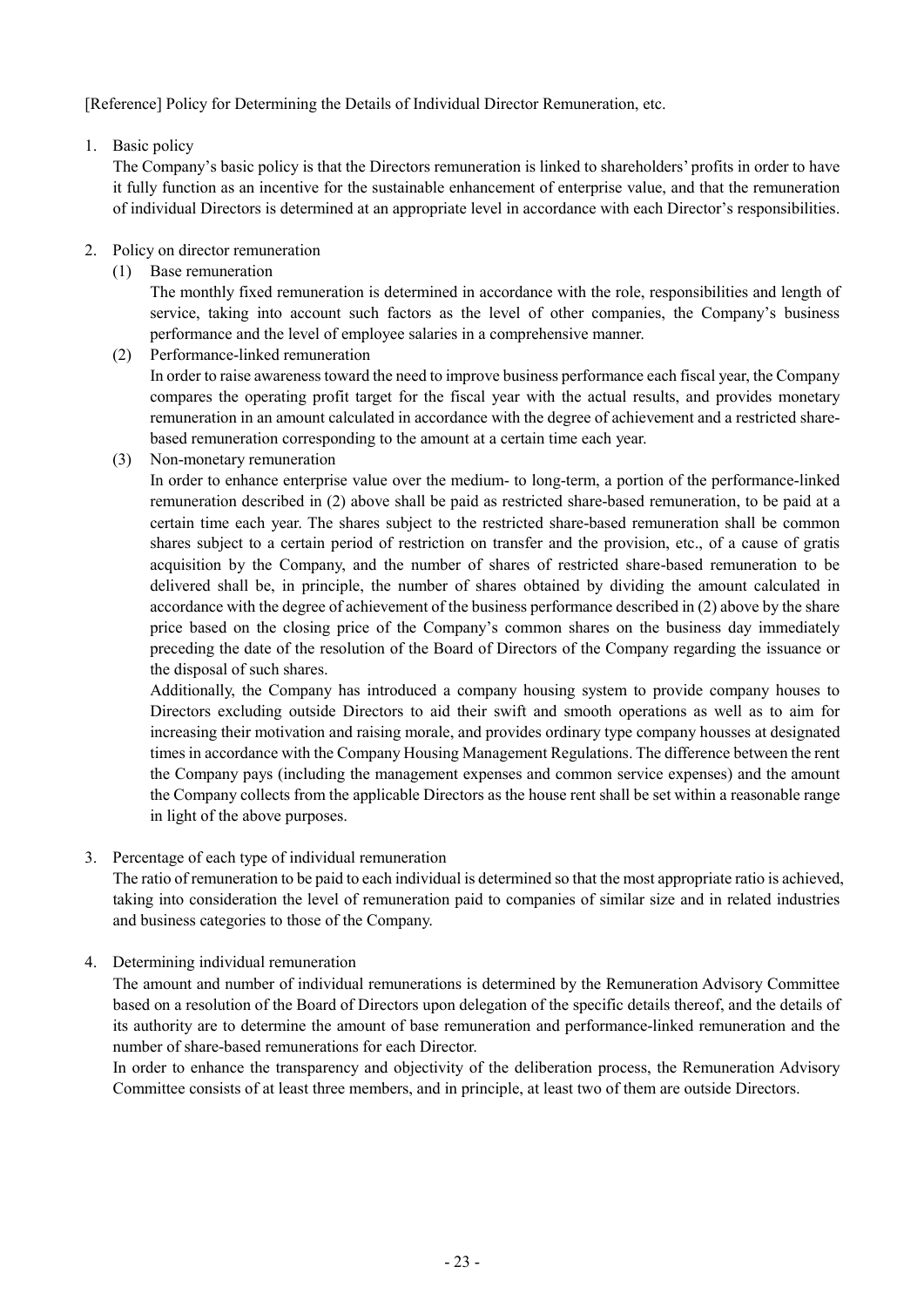[Reference] Policy for Determining the Details of Individual Director Remuneration, etc.

1. Basic policy

   The Company's basic policy is that the Directors remuneration is linked to shareholders' profits in order to have it fully function as an incentive for the sustainable enhancement of enterprise value, and that the remuneration of individual Directors is determined at an appropriate level in accordance with each Director's responsibilities.

2. Policy on director remuneration

   (1) Base remuneration

   The monthly fixed remuneration is determined in accordance with the role, responsibilities and length of service, taking into account such factors as the level of other companies, the Company's business performance and the level of employee salaries in a comprehensive manner.

   (2) Performance-linked remuneration

   In order to raise awareness toward the need to improve business performance each fiscal year, the Company compares the operating profit target for the fiscal year with the actual results, and provides monetary remuneration in an amount calculated in accordance with the degree of achievement and a restricted share-based remuneration corresponding to the amount at a certain time each year.

   (3) Non-monetary remuneration

   In order to enhance enterprise value over the medium- to long-term, a portion of the performance-linked remuneration described in (2) above shall be paid as restricted share-based remuneration, to be paid at a certain time each year. The shares subject to the restricted share-based remuneration shall be common shares subject to a certain period of restriction on transfer and the provision, etc., of a cause of gratis acquisition by the Company, and the number of shares of restricted share-based remuneration to be delivered shall be, in principle, the number of shares obtained by dividing the amount calculated in accordance with the degree of achievement of the business performance described in (2) above by the share price based on the closing price of the Company's common shares on the business day immediately preceding the date of the resolution of the Board of Directors of the Company regarding the issuance or the disposal of such shares.

   Additionally, the Company has introduced a company housing system to provide company houses to Directors excluding outside Directors to aid their swift and smooth operations as well as to aim for increasing their motivation and raising morale, and provides ordinary type company housses at designated times in accordance with the Company Housing Management Regulations. The difference between the rent the Company pays (including the management expenses and common service expenses) and the amount the Company collects from the applicable Directors as the house rent shall be set within a reasonable range in light of the above purposes.

3. Percentage of each type of individual remuneration

   The ratio of remuneration to be paid to each individual is determined so that the most appropriate ratio is achieved, taking into consideration the level of remuneration paid to companies of similar size and in related industries and business categories to those of the Company.

4. Determining individual remuneration

   The amount and number of individual remunerations is determined by the Remuneration Advisory Committee based on a resolution of the Board of Directors upon delegation of the specific details thereof, and the details of its authority are to determine the amount of base remuneration and performance-linked remuneration and the number of share-based remunerations for each Director.

   In order to enhance the transparency and objectivity of the deliberation process, the Remuneration Advisory Committee consists of at least three members, and in principle, at least two of them are outside Directors.